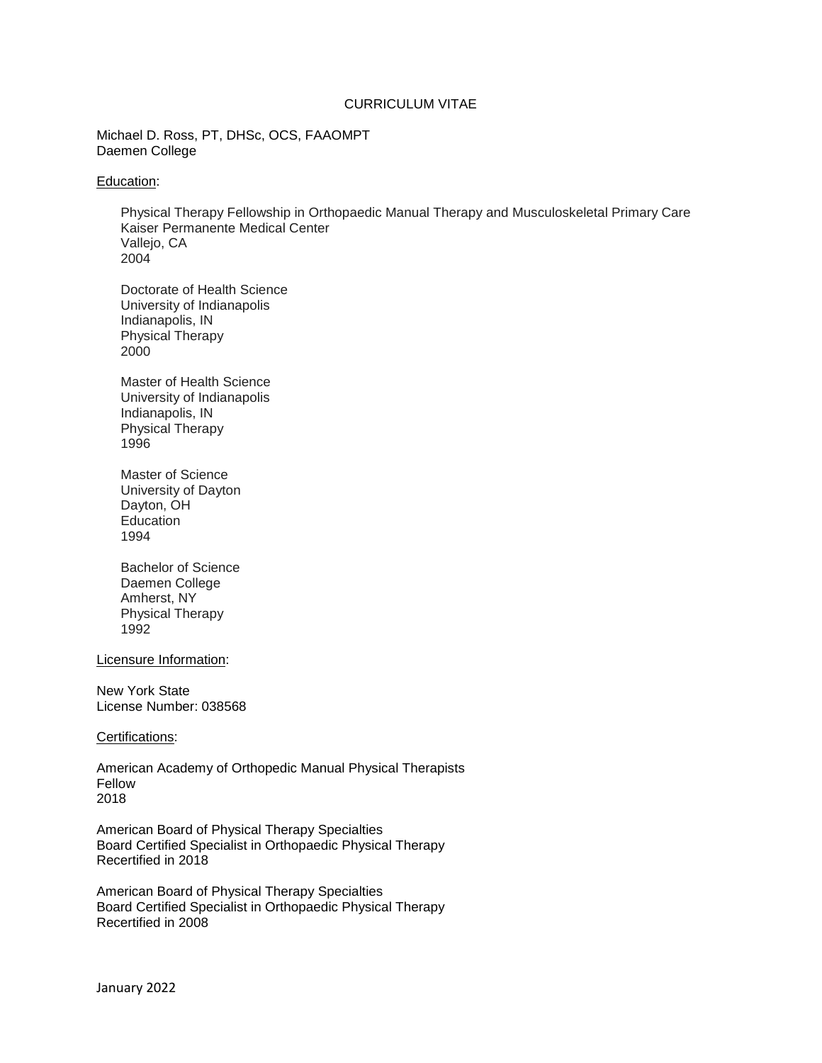# CURRICULUM VITAE

Michael D. Ross, PT, DHSc, OCS, FAAOMPT
Daemen College

## Education:

Physical Therapy Fellowship in Orthopaedic Manual Therapy and Musculoskeletal Primary Care
Kaiser Permanente Medical Center
Vallejo, CA
2004

Doctorate of Health Science
University of Indianapolis
Indianapolis, IN
Physical Therapy
2000

Master of Health Science
University of Indianapolis
Indianapolis, IN
Physical Therapy
1996

Master of Science
University of Dayton
Dayton, OH
Education
1994

Bachelor of Science
Daemen College
Amherst, NY
Physical Therapy
1992

## Licensure Information:

New York State
License Number: 038568

## Certifications:

American Academy of Orthopedic Manual Physical Therapists
Fellow
2018

American Board of Physical Therapy Specialties
Board Certified Specialist in Orthopaedic Physical Therapy
Recertified in 2018

American Board of Physical Therapy Specialties
Board Certified Specialist in Orthopaedic Physical Therapy
Recertified in 2008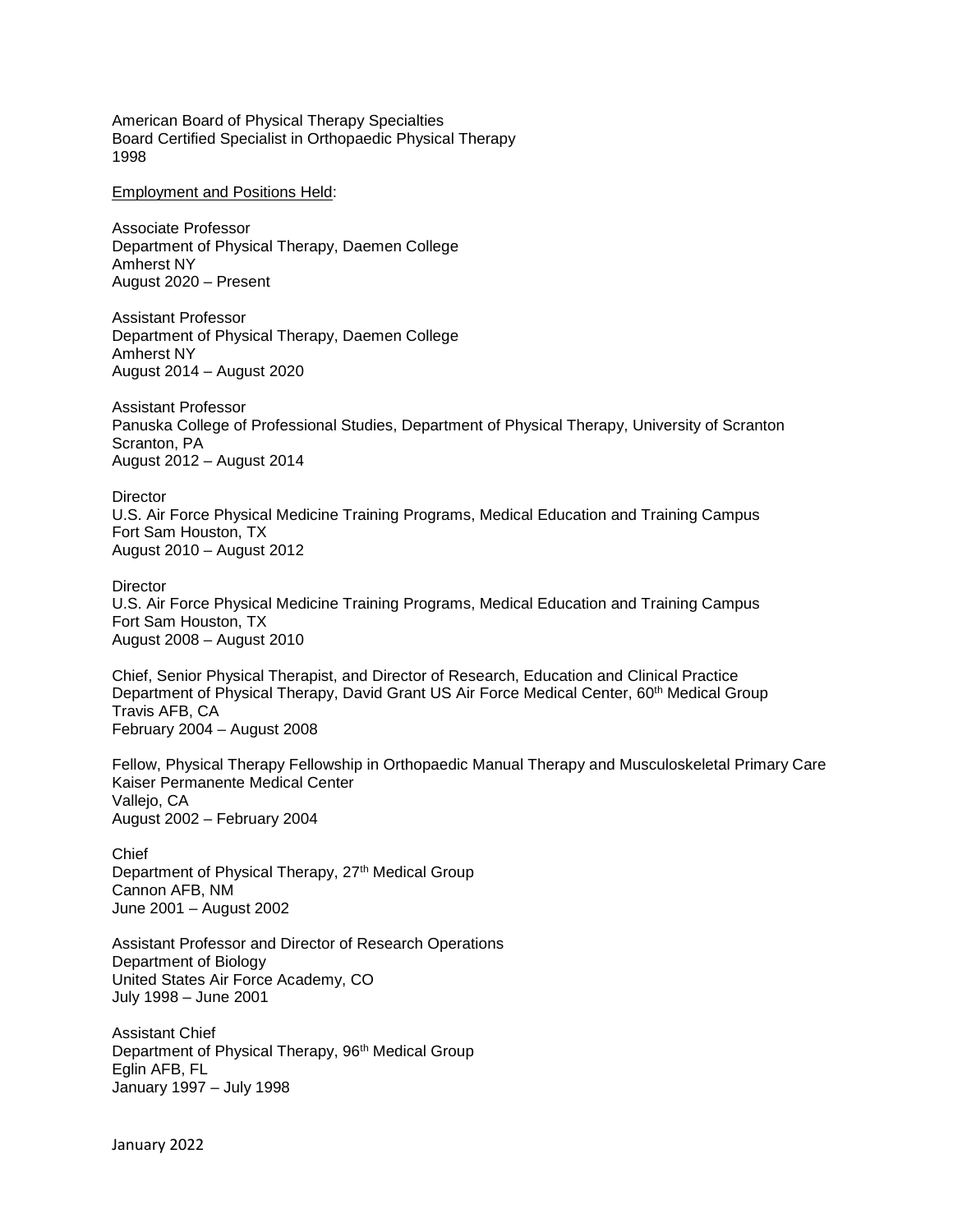American Board of Physical Therapy Specialties
Board Certified Specialist in Orthopaedic Physical Therapy
1998

Employment and Positions Held:

Associate Professor
Department of Physical Therapy, Daemen College
Amherst NY
August 2020 – Present

Assistant Professor
Department of Physical Therapy, Daemen College
Amherst NY
August 2014 – August 2020

Assistant Professor
Panuska College of Professional Studies, Department of Physical Therapy, University of Scranton
Scranton, PA
August 2012 – August 2014

Director
U.S. Air Force Physical Medicine Training Programs, Medical Education and Training Campus
Fort Sam Houston, TX
August 2010 – August 2012

Director
U.S. Air Force Physical Medicine Training Programs, Medical Education and Training Campus
Fort Sam Houston, TX
August 2008 – August 2010

Chief, Senior Physical Therapist, and Director of Research, Education and Clinical Practice
Department of Physical Therapy, David Grant US Air Force Medical Center, 60th Medical Group
Travis AFB, CA
February 2004 – August 2008

Fellow, Physical Therapy Fellowship in Orthopaedic Manual Therapy and Musculoskeletal Primary Care
Kaiser Permanente Medical Center
Vallejo, CA
August 2002 – February 2004

Chief
Department of Physical Therapy, 27th Medical Group
Cannon AFB, NM
June 2001 – August 2002

Assistant Professor and Director of Research Operations
Department of Biology
United States Air Force Academy, CO
July 1998 – June 2001

Assistant Chief
Department of Physical Therapy, 96th Medical Group
Eglin AFB, FL
January 1997 – July 1998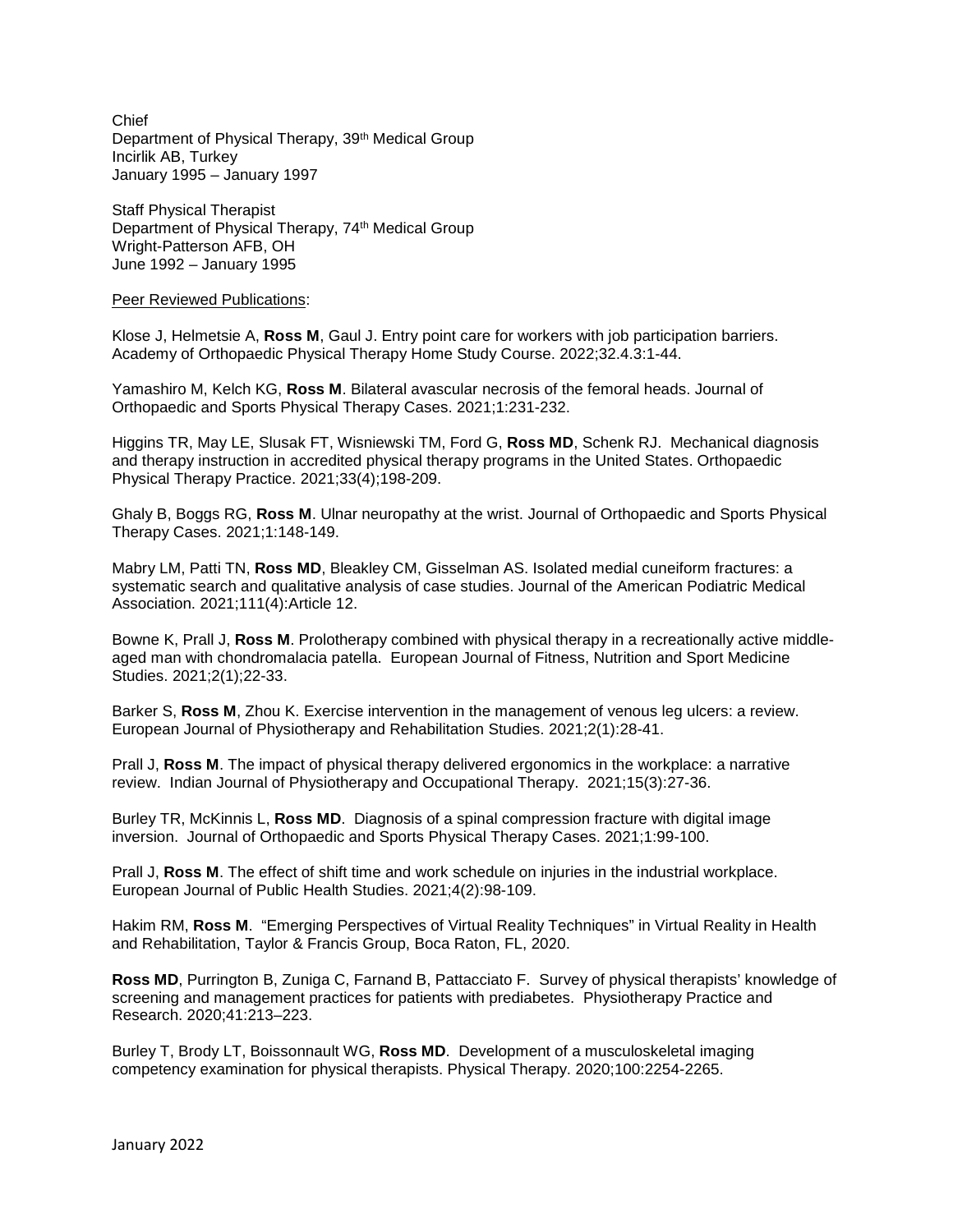Chief
Department of Physical Therapy, 39th Medical Group
Incirlik AB, Turkey
January 1995 – January 1997

Staff Physical Therapist
Department of Physical Therapy, 74th Medical Group
Wright-Patterson AFB, OH
June 1992 – January 1995

Peer Reviewed Publications:

Klose J, Helmetsie A, **Ross M**, Gaul J. Entry point care for workers with job participation barriers. Academy of Orthopaedic Physical Therapy Home Study Course. 2022;32.4.3:1-44.

Yamashiro M, Kelch KG, **Ross M**. Bilateral avascular necrosis of the femoral heads. Journal of Orthopaedic and Sports Physical Therapy Cases. 2021;1:231-232.

Higgins TR, May LE, Slusak FT, Wisniewski TM, Ford G, **Ross MD**, Schenk RJ. Mechanical diagnosis and therapy instruction in accredited physical therapy programs in the United States. Orthopaedic Physical Therapy Practice. 2021;33(4);198-209.

Ghaly B, Boggs RG, **Ross M**. Ulnar neuropathy at the wrist. Journal of Orthopaedic and Sports Physical Therapy Cases. 2021;1:148-149.

Mabry LM, Patti TN, **Ross MD**, Bleakley CM, Gisselman AS. Isolated medial cuneiform fractures: a systematic search and qualitative analysis of case studies. Journal of the American Podiatric Medical Association. 2021;111(4):Article 12.

Bowne K, Prall J, **Ross M**. Prolotherapy combined with physical therapy in a recreationally active middle-aged man with chondromalacia patella. European Journal of Fitness, Nutrition and Sport Medicine Studies. 2021;2(1);22-33.

Barker S, **Ross M**, Zhou K. Exercise intervention in the management of venous leg ulcers: a review. European Journal of Physiotherapy and Rehabilitation Studies. 2021;2(1):28-41.

Prall J, **Ross M**. The impact of physical therapy delivered ergonomics in the workplace: a narrative review. Indian Journal of Physiotherapy and Occupational Therapy. 2021;15(3):27-36.

Burley TR, McKinnis L, **Ross MD**. Diagnosis of a spinal compression fracture with digital image inversion. Journal of Orthopaedic and Sports Physical Therapy Cases. 2021;1:99-100.

Prall J, **Ross M**. The effect of shift time and work schedule on injuries in the industrial workplace. European Journal of Public Health Studies. 2021;4(2):98-109.

Hakim RM, **Ross M**. "Emerging Perspectives of Virtual Reality Techniques" in Virtual Reality in Health and Rehabilitation, Taylor & Francis Group, Boca Raton, FL, 2020.

**Ross MD**, Purrington B, Zuniga C, Farnand B, Pattacciato F. Survey of physical therapists' knowledge of screening and management practices for patients with prediabetes. Physiotherapy Practice and Research. 2020;41:213–223.

Burley T, Brody LT, Boissonnault WG, **Ross MD**. Development of a musculoskeletal imaging competency examination for physical therapists. Physical Therapy. 2020;100:2254-2265.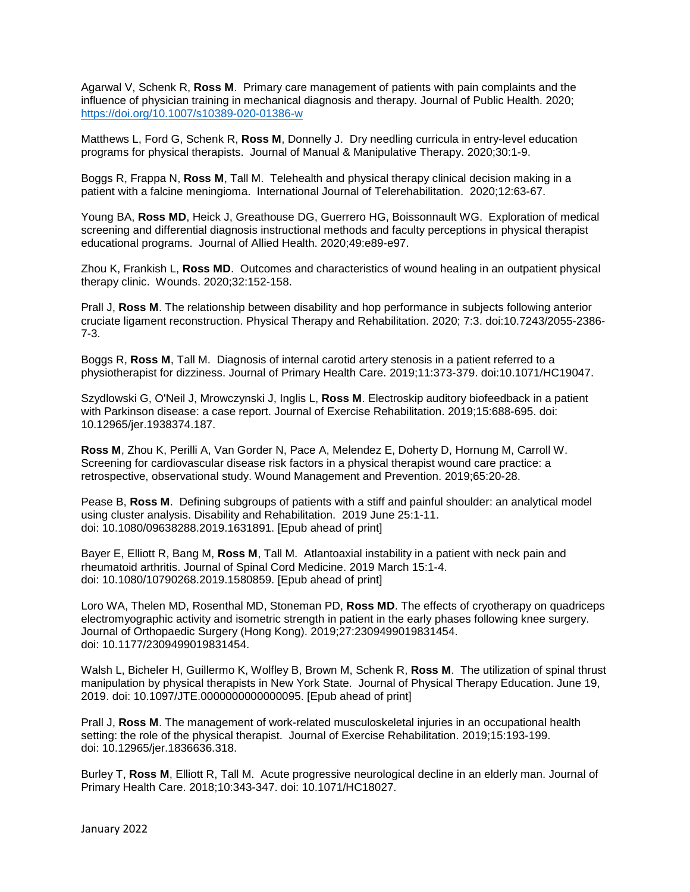Agarwal V, Schenk R, **Ross M**. Primary care management of patients with pain complaints and the influence of physician training in mechanical diagnosis and therapy. Journal of Public Health. 2020; https://doi.org/10.1007/s10389-020-01386-w

Matthews L, Ford G, Schenk R, **Ross M**, Donnelly J. Dry needling curricula in entry-level education programs for physical therapists. Journal of Manual & Manipulative Therapy. 2020;30:1-9.

Boggs R, Frappa N, **Ross M**, Tall M. Telehealth and physical therapy clinical decision making in a patient with a falcine meningioma. International Journal of Telerehabilitation. 2020;12:63-67.

Young BA, **Ross MD**, Heick J, Greathouse DG, Guerrero HG, Boissonnault WG. Exploration of medical screening and differential diagnosis instructional methods and faculty perceptions in physical therapist educational programs. Journal of Allied Health. 2020;49:e89-e97.

Zhou K, Frankish L, **Ross MD**. Outcomes and characteristics of wound healing in an outpatient physical therapy clinic. Wounds. 2020;32:152-158.

Prall J, **Ross M**. The relationship between disability and hop performance in subjects following anterior cruciate ligament reconstruction. Physical Therapy and Rehabilitation. 2020; 7:3. doi:10.7243/2055-2386-7-3.

Boggs R, **Ross M**, Tall M. Diagnosis of internal carotid artery stenosis in a patient referred to a physiotherapist for dizziness. Journal of Primary Health Care. 2019;11:373-379. doi:10.1071/HC19047.

Szydlowski G, O'Neil J, Mrowczynski J, Inglis L, **Ross M**. Electroskip auditory biofeedback in a patient with Parkinson disease: a case report. Journal of Exercise Rehabilitation. 2019;15:688-695. doi: 10.12965/jer.1938374.187.

**Ross M**, Zhou K, Perilli A, Van Gorder N, Pace A, Melendez E, Doherty D, Hornung M, Carroll W. Screening for cardiovascular disease risk factors in a physical therapist wound care practice: a retrospective, observational study. Wound Management and Prevention. 2019;65:20-28.

Pease B, **Ross M**. Defining subgroups of patients with a stiff and painful shoulder: an analytical model using cluster analysis. Disability and Rehabilitation. 2019 June 25:1-11. doi: 10.1080/09638288.2019.1631891. [Epub ahead of print]

Bayer E, Elliott R, Bang M, **Ross M**, Tall M. Atlantoaxial instability in a patient with neck pain and rheumatoid arthritis. Journal of Spinal Cord Medicine. 2019 March 15:1-4. doi: 10.1080/10790268.2019.1580859. [Epub ahead of print]

Loro WA, Thelen MD, Rosenthal MD, Stoneman PD, **Ross MD**. The effects of cryotherapy on quadriceps electromyographic activity and isometric strength in patient in the early phases following knee surgery. Journal of Orthopaedic Surgery (Hong Kong). 2019;27:2309499019831454. doi: 10.1177/2309499019831454.

Walsh L, Bicheler H, Guillermo K, Wolfley B, Brown M, Schenk R, **Ross M**. The utilization of spinal thrust manipulation by physical therapists in New York State. Journal of Physical Therapy Education. June 19, 2019. doi: 10.1097/JTE.0000000000000095. [Epub ahead of print]

Prall J, **Ross M**. The management of work-related musculoskeletal injuries in an occupational health setting: the role of the physical therapist. Journal of Exercise Rehabilitation. 2019;15:193-199. doi: 10.12965/jer.1836636.318.

Burley T, **Ross M**, Elliott R, Tall M. Acute progressive neurological decline in an elderly man. Journal of Primary Health Care. 2018;10:343-347. doi: 10.1071/HC18027.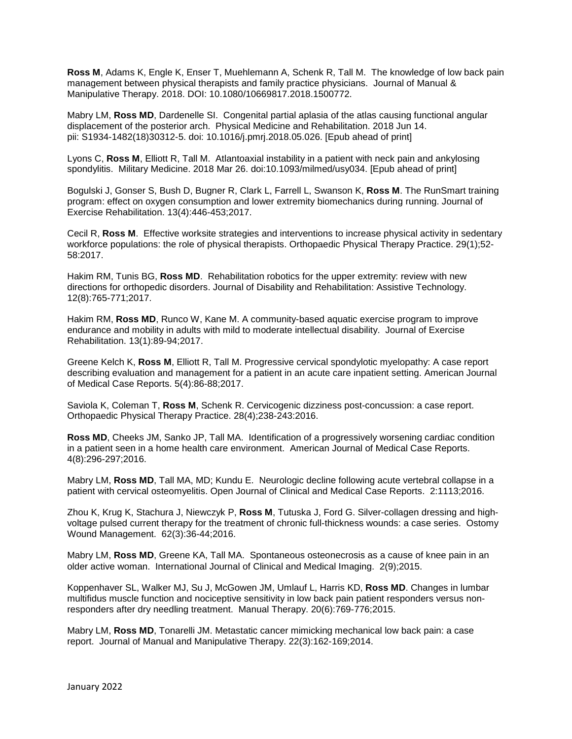**Ross M**, Adams K, Engle K, Enser T, Muehlemann A, Schenk R, Tall M. The knowledge of low back pain management between physical therapists and family practice physicians. Journal of Manual & Manipulative Therapy. 2018. DOI: 10.1080/10669817.2018.1500772.

Mabry LM, **Ross MD**, Dardenelle SI. Congenital partial aplasia of the atlas causing functional angular displacement of the posterior arch. Physical Medicine and Rehabilitation. 2018 Jun 14. pii: S1934-1482(18)30312-5. doi: 10.1016/j.pmrj.2018.05.026. [Epub ahead of print]

Lyons C, **Ross M**, Elliott R, Tall M. Atlantoaxial instability in a patient with neck pain and ankylosing spondylitis. Military Medicine. 2018 Mar 26. doi:10.1093/milmed/usy034. [Epub ahead of print]

Bogulski J, Gonser S, Bush D, Bugner R, Clark L, Farrell L, Swanson K, **Ross M**. The RunSmart training program: effect on oxygen consumption and lower extremity biomechanics during running. Journal of Exercise Rehabilitation. 13(4):446-453;2017.

Cecil R, **Ross M**. Effective worksite strategies and interventions to increase physical activity in sedentary workforce populations: the role of physical therapists. Orthopaedic Physical Therapy Practice. 29(1);52-58:2017.

Hakim RM, Tunis BG, **Ross MD**. Rehabilitation robotics for the upper extremity: review with new directions for orthopedic disorders. Journal of Disability and Rehabilitation: Assistive Technology. 12(8):765-771;2017.

Hakim RM, **Ross MD**, Runco W, Kane M. A community-based aquatic exercise program to improve endurance and mobility in adults with mild to moderate intellectual disability. Journal of Exercise Rehabilitation. 13(1):89-94;2017.

Greene Kelch K, **Ross M**, Elliott R, Tall M. Progressive cervical spondylotic myelopathy: A case report describing evaluation and management for a patient in an acute care inpatient setting. American Journal of Medical Case Reports. 5(4):86-88;2017.

Saviola K, Coleman T, **Ross M**, Schenk R. Cervicogenic dizziness post-concussion: a case report. Orthopaedic Physical Therapy Practice. 28(4);238-243:2016.

**Ross MD**, Cheeks JM, Sanko JP, Tall MA. Identification of a progressively worsening cardiac condition in a patient seen in a home health care environment. American Journal of Medical Case Reports. 4(8):296-297;2016.

Mabry LM, **Ross MD**, Tall MA, MD; Kundu E. Neurologic decline following acute vertebral collapse in a patient with cervical osteomyelitis. Open Journal of Clinical and Medical Case Reports. 2:1113;2016.

Zhou K, Krug K, Stachura J, Niewczyk P, **Ross M**, Tutuska J, Ford G. Silver-collagen dressing and high-voltage pulsed current therapy for the treatment of chronic full-thickness wounds: a case series. Ostomy Wound Management. 62(3):36-44;2016.

Mabry LM, **Ross MD**, Greene KA, Tall MA. Spontaneous osteonecrosis as a cause of knee pain in an older active woman. International Journal of Clinical and Medical Imaging. 2(9);2015.

Koppenhaver SL, Walker MJ, Su J, McGowen JM, Umlauf L, Harris KD, **Ross MD**. Changes in lumbar multifidus muscle function and nociceptive sensitivity in low back pain patient responders versus non-responders after dry needling treatment. Manual Therapy. 20(6):769-776;2015.

Mabry LM, **Ross MD**, Tonarelli JM. Metastatic cancer mimicking mechanical low back pain: a case report. Journal of Manual and Manipulative Therapy. 22(3):162-169;2014.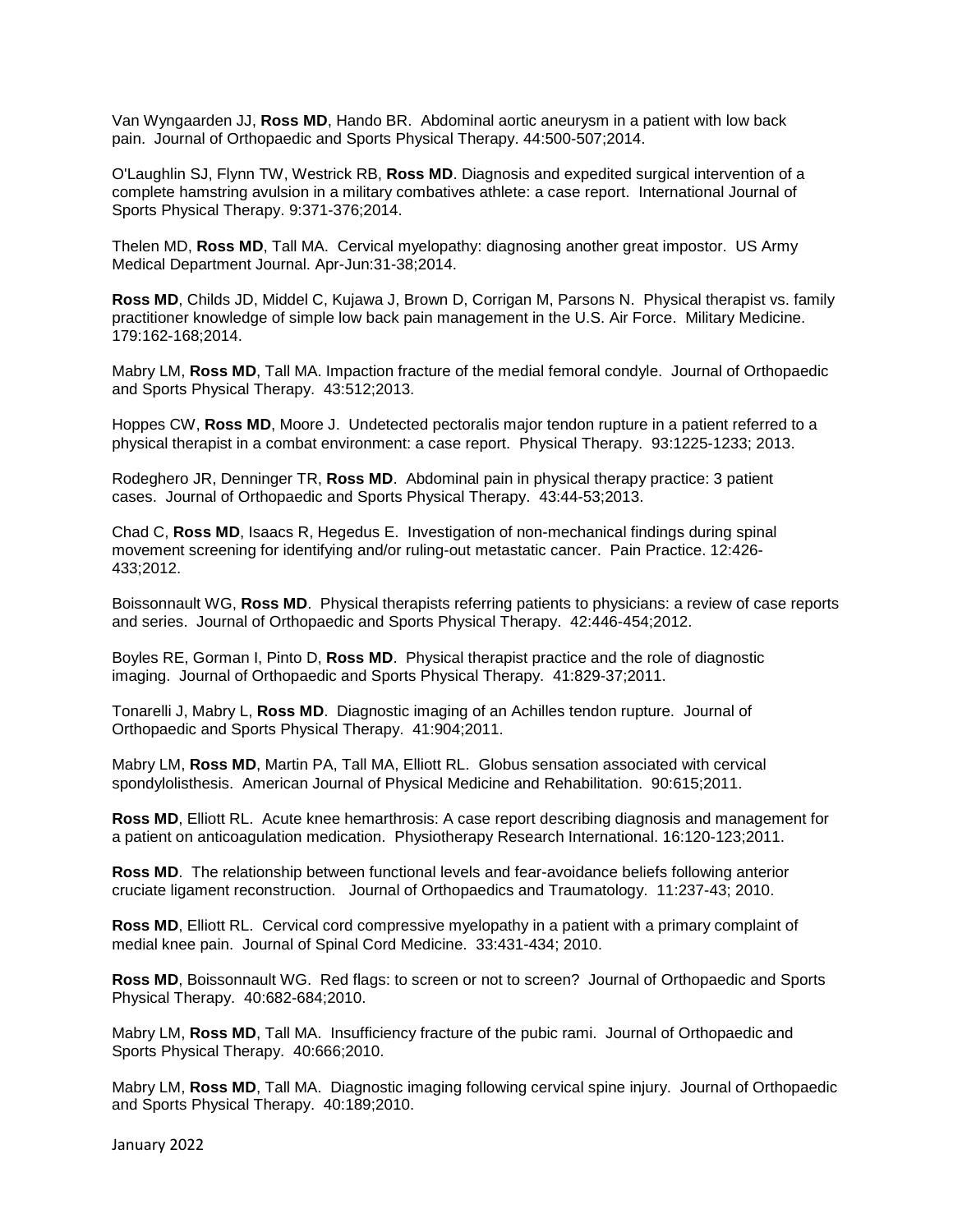Van Wyngaarden JJ, **Ross MD**, Hando BR. Abdominal aortic aneurysm in a patient with low back pain. Journal of Orthopaedic and Sports Physical Therapy. 44:500-507;2014.

O'Laughlin SJ, Flynn TW, Westrick RB, **Ross MD**. Diagnosis and expedited surgical intervention of a complete hamstring avulsion in a military combatives athlete: a case report. International Journal of Sports Physical Therapy. 9:371-376;2014.

Thelen MD, **Ross MD**, Tall MA. Cervical myelopathy: diagnosing another great impostor. US Army Medical Department Journal. Apr-Jun:31-38;2014.

**Ross MD**, Childs JD, Middel C, Kujawa J, Brown D, Corrigan M, Parsons N. Physical therapist vs. family practitioner knowledge of simple low back pain management in the U.S. Air Force. Military Medicine. 179:162-168;2014.

Mabry LM, **Ross MD**, Tall MA. Impaction fracture of the medial femoral condyle. Journal of Orthopaedic and Sports Physical Therapy. 43:512;2013.

Hoppes CW, **Ross MD**, Moore J. Undetected pectoralis major tendon rupture in a patient referred to a physical therapist in a combat environment: a case report. Physical Therapy. 93:1225-1233; 2013.

Rodeghero JR, Denninger TR, **Ross MD**. Abdominal pain in physical therapy practice: 3 patient cases. Journal of Orthopaedic and Sports Physical Therapy. 43:44-53;2013.

Chad C, **Ross MD**, Isaacs R, Hegedus E. Investigation of non-mechanical findings during spinal movement screening for identifying and/or ruling-out metastatic cancer. Pain Practice. 12:426-433;2012.

Boissonnault WG, **Ross MD**. Physical therapists referring patients to physicians: a review of case reports and series. Journal of Orthopaedic and Sports Physical Therapy. 42:446-454;2012.

Boyles RE, Gorman I, Pinto D, **Ross MD**. Physical therapist practice and the role of diagnostic imaging. Journal of Orthopaedic and Sports Physical Therapy. 41:829-37;2011.

Tonarelli J, Mabry L, **Ross MD**. Diagnostic imaging of an Achilles tendon rupture. Journal of Orthopaedic and Sports Physical Therapy. 41:904;2011.

Mabry LM, **Ross MD**, Martin PA, Tall MA, Elliott RL. Globus sensation associated with cervical spondylolisthesis. American Journal of Physical Medicine and Rehabilitation. 90:615;2011.

**Ross MD**, Elliott RL. Acute knee hemarthrosis: A case report describing diagnosis and management for a patient on anticoagulation medication. Physiotherapy Research International. 16:120-123;2011.

**Ross MD**. The relationship between functional levels and fear-avoidance beliefs following anterior cruciate ligament reconstruction. Journal of Orthopaedics and Traumatology. 11:237-43; 2010.

**Ross MD**, Elliott RL. Cervical cord compressive myelopathy in a patient with a primary complaint of medial knee pain. Journal of Spinal Cord Medicine. 33:431-434; 2010.

**Ross MD**, Boissonnault WG. Red flags: to screen or not to screen? Journal of Orthopaedic and Sports Physical Therapy. 40:682-684;2010.

Mabry LM, **Ross MD**, Tall MA. Insufficiency fracture of the pubic rami. Journal of Orthopaedic and Sports Physical Therapy. 40:666;2010.

Mabry LM, **Ross MD**, Tall MA. Diagnostic imaging following cervical spine injury. Journal of Orthopaedic and Sports Physical Therapy. 40:189;2010.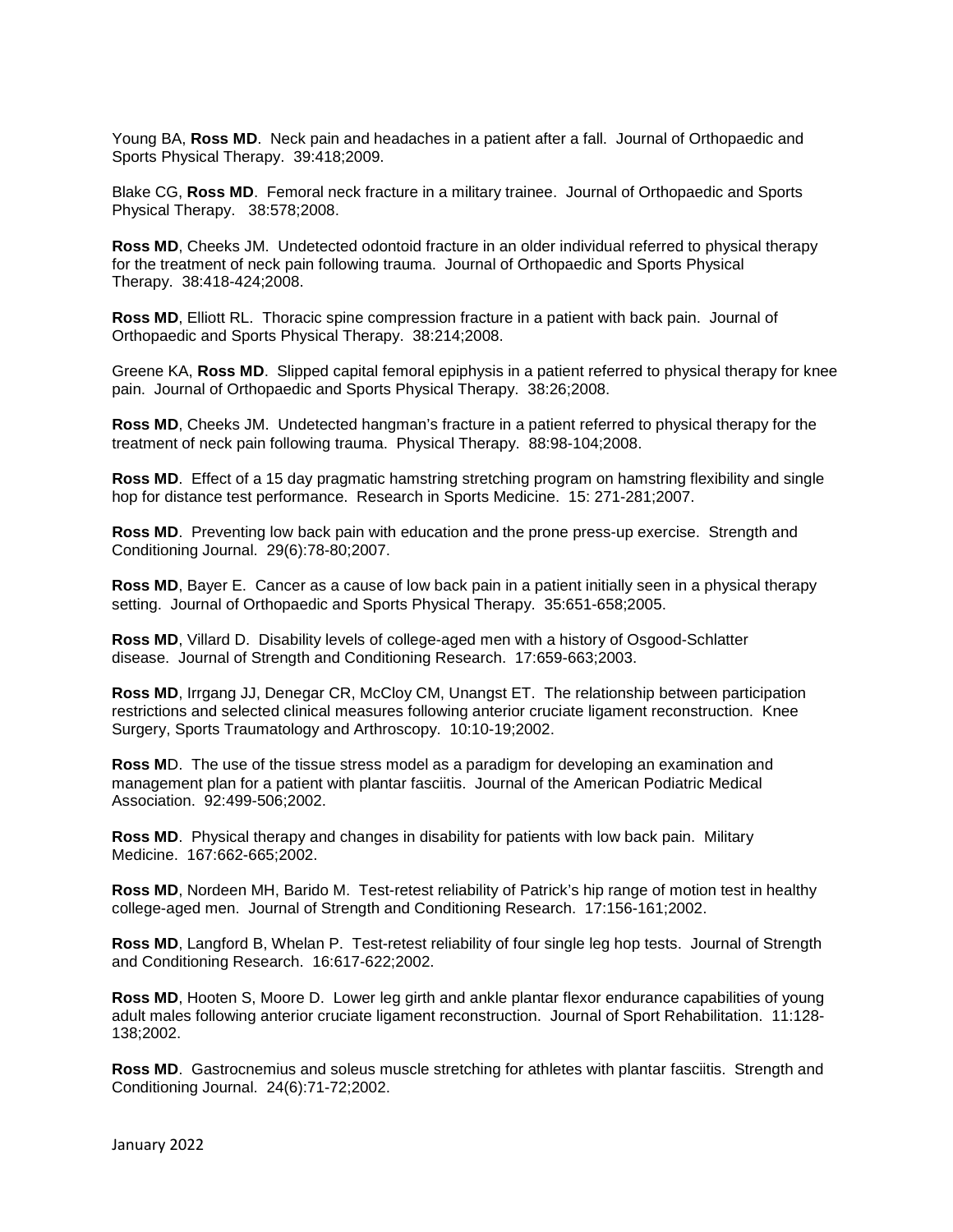Young BA, **Ross MD**. Neck pain and headaches in a patient after a fall. Journal of Orthopaedic and Sports Physical Therapy. 39:418;2009.

Blake CG, **Ross MD**. Femoral neck fracture in a military trainee. Journal of Orthopaedic and Sports Physical Therapy. 38:578;2008.

**Ross MD**, Cheeks JM. Undetected odontoid fracture in an older individual referred to physical therapy for the treatment of neck pain following trauma. Journal of Orthopaedic and Sports Physical Therapy. 38:418-424;2008.

**Ross MD**, Elliott RL. Thoracic spine compression fracture in a patient with back pain. Journal of Orthopaedic and Sports Physical Therapy. 38:214;2008.

Greene KA, **Ross MD**. Slipped capital femoral epiphysis in a patient referred to physical therapy for knee pain. Journal of Orthopaedic and Sports Physical Therapy. 38:26;2008.

**Ross MD**, Cheeks JM. Undetected hangman's fracture in a patient referred to physical therapy for the treatment of neck pain following trauma. Physical Therapy. 88:98-104;2008.

**Ross MD**. Effect of a 15 day pragmatic hamstring stretching program on hamstring flexibility and single hop for distance test performance. Research in Sports Medicine. 15: 271-281;2007.

**Ross MD**. Preventing low back pain with education and the prone press-up exercise. Strength and Conditioning Journal. 29(6):78-80;2007.

**Ross MD**, Bayer E. Cancer as a cause of low back pain in a patient initially seen in a physical therapy setting. Journal of Orthopaedic and Sports Physical Therapy. 35:651-658;2005.

**Ross MD**, Villard D. Disability levels of college-aged men with a history of Osgood-Schlatter disease. Journal of Strength and Conditioning Research. 17:659-663;2003.

**Ross MD**, Irrgang JJ, Denegar CR, McCloy CM, Unangst ET. The relationship between participation restrictions and selected clinical measures following anterior cruciate ligament reconstruction. Knee Surgery, Sports Traumatology and Arthroscopy. 10:10-19;2002.

**Ross M**D. The use of the tissue stress model as a paradigm for developing an examination and management plan for a patient with plantar fasciitis. Journal of the American Podiatric Medical Association. 92:499-506;2002.

**Ross MD**. Physical therapy and changes in disability for patients with low back pain. Military Medicine. 167:662-665;2002.

**Ross MD**, Nordeen MH, Barido M. Test-retest reliability of Patrick's hip range of motion test in healthy college-aged men. Journal of Strength and Conditioning Research. 17:156-161;2002.

**Ross MD**, Langford B, Whelan P. Test-retest reliability of four single leg hop tests. Journal of Strength and Conditioning Research. 16:617-622;2002.

**Ross MD**, Hooten S, Moore D. Lower leg girth and ankle plantar flexor endurance capabilities of young adult males following anterior cruciate ligament reconstruction. Journal of Sport Rehabilitation. 11:128-138;2002.

**Ross MD**. Gastrocnemius and soleus muscle stretching for athletes with plantar fasciitis. Strength and Conditioning Journal. 24(6):71-72;2002.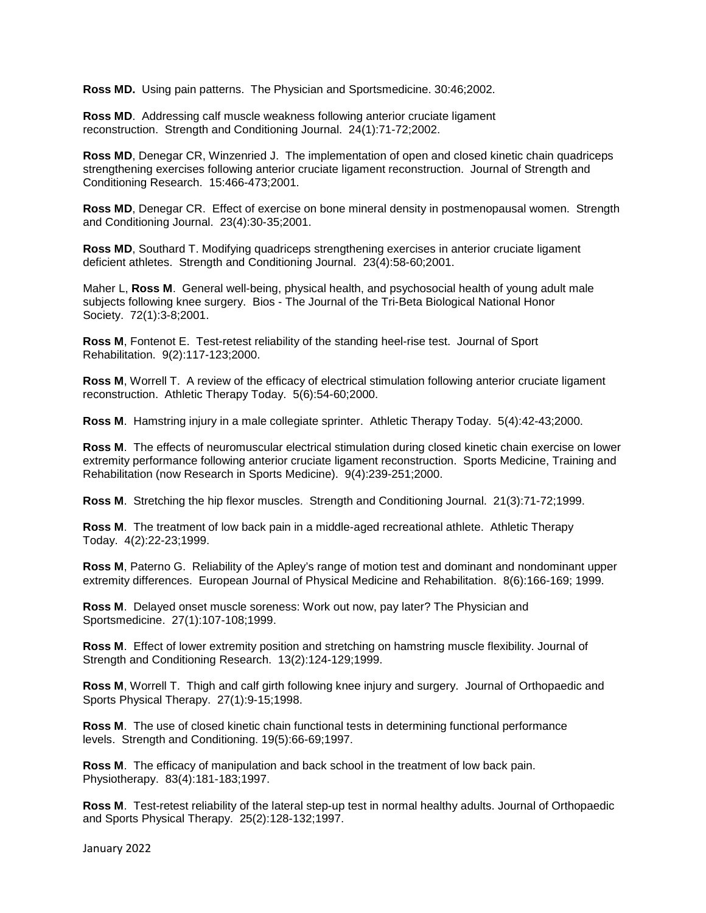**Ross MD.** Using pain patterns. The Physician and Sportsmedicine. 30:46;2002.

**Ross MD**. Addressing calf muscle weakness following anterior cruciate ligament reconstruction. Strength and Conditioning Journal. 24(1):71-72;2002.

**Ross MD**, Denegar CR, Winzenried J. The implementation of open and closed kinetic chain quadriceps strengthening exercises following anterior cruciate ligament reconstruction. Journal of Strength and Conditioning Research. 15:466-473;2001.

**Ross MD**, Denegar CR. Effect of exercise on bone mineral density in postmenopausal women. Strength and Conditioning Journal. 23(4):30-35;2001.

**Ross MD**, Southard T. Modifying quadriceps strengthening exercises in anterior cruciate ligament deficient athletes. Strength and Conditioning Journal. 23(4):58-60;2001.

Maher L, **Ross M**. General well-being, physical health, and psychosocial health of young adult male subjects following knee surgery. Bios - The Journal of the Tri-Beta Biological National Honor Society. 72(1):3-8;2001.

**Ross M**, Fontenot E. Test-retest reliability of the standing heel-rise test. Journal of Sport Rehabilitation. 9(2):117-123;2000.

**Ross M**, Worrell T. A review of the efficacy of electrical stimulation following anterior cruciate ligament reconstruction. Athletic Therapy Today. 5(6):54-60;2000.

**Ross M**. Hamstring injury in a male collegiate sprinter. Athletic Therapy Today. 5(4):42-43;2000.

**Ross M**. The effects of neuromuscular electrical stimulation during closed kinetic chain exercise on lower extremity performance following anterior cruciate ligament reconstruction. Sports Medicine, Training and Rehabilitation (now Research in Sports Medicine). 9(4):239-251;2000.

**Ross M**. Stretching the hip flexor muscles. Strength and Conditioning Journal. 21(3):71-72;1999.

**Ross M**. The treatment of low back pain in a middle-aged recreational athlete. Athletic Therapy Today. 4(2):22-23;1999.

**Ross M**, Paterno G. Reliability of the Apley's range of motion test and dominant and nondominant upper extremity differences. European Journal of Physical Medicine and Rehabilitation. 8(6):166-169; 1999.

**Ross M**. Delayed onset muscle soreness: Work out now, pay later? The Physician and Sportsmedicine. 27(1):107-108;1999.

**Ross M**. Effect of lower extremity position and stretching on hamstring muscle flexibility. Journal of Strength and Conditioning Research. 13(2):124-129;1999.

**Ross M**, Worrell T. Thigh and calf girth following knee injury and surgery. Journal of Orthopaedic and Sports Physical Therapy. 27(1):9-15;1998.

**Ross M**. The use of closed kinetic chain functional tests in determining functional performance levels. Strength and Conditioning. 19(5):66-69;1997.

**Ross M**. The efficacy of manipulation and back school in the treatment of low back pain. Physiotherapy. 83(4):181-183;1997.

**Ross M**. Test-retest reliability of the lateral step-up test in normal healthy adults. Journal of Orthopaedic and Sports Physical Therapy. 25(2):128-132;1997.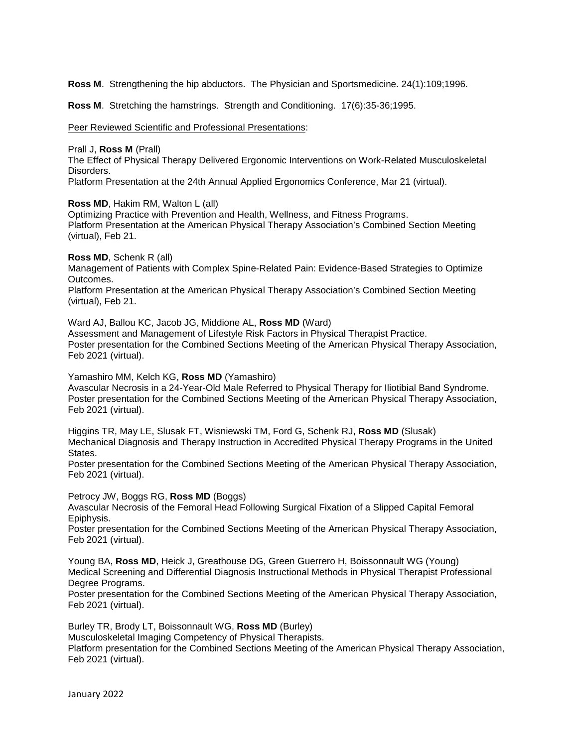**Ross M**. Strengthening the hip abductors. The Physician and Sportsmedicine. 24(1):109;1996.

**Ross M**. Stretching the hamstrings. Strength and Conditioning. 17(6):35-36;1995.

Peer Reviewed Scientific and Professional Presentations:

Prall J, **Ross M** (Prall)
The Effect of Physical Therapy Delivered Ergonomic Interventions on Work-Related Musculoskeletal Disorders.
Platform Presentation at the 24th Annual Applied Ergonomics Conference, Mar 21 (virtual).

**Ross MD**, Hakim RM, Walton L (all)
Optimizing Practice with Prevention and Health, Wellness, and Fitness Programs.
Platform Presentation at the American Physical Therapy Association's Combined Section Meeting (virtual), Feb 21.

**Ross MD**, Schenk R (all)
Management of Patients with Complex Spine-Related Pain: Evidence-Based Strategies to Optimize Outcomes.
Platform Presentation at the American Physical Therapy Association's Combined Section Meeting (virtual), Feb 21.

Ward AJ, Ballou KC, Jacob JG, Middione AL, **Ross MD** (Ward)
Assessment and Management of Lifestyle Risk Factors in Physical Therapist Practice.
Poster presentation for the Combined Sections Meeting of the American Physical Therapy Association, Feb 2021 (virtual).

Yamashiro MM, Kelch KG, **Ross MD** (Yamashiro)
Avascular Necrosis in a 24-Year-Old Male Referred to Physical Therapy for Iliotibial Band Syndrome.
Poster presentation for the Combined Sections Meeting of the American Physical Therapy Association, Feb 2021 (virtual).

Higgins TR, May LE, Slusak FT, Wisniewski TM, Ford G, Schenk RJ, **Ross MD** (Slusak)
Mechanical Diagnosis and Therapy Instruction in Accredited Physical Therapy Programs in the United States.
Poster presentation for the Combined Sections Meeting of the American Physical Therapy Association, Feb 2021 (virtual).

Petrocy JW, Boggs RG, **Ross MD** (Boggs)
Avascular Necrosis of the Femoral Head Following Surgical Fixation of a Slipped Capital Femoral Epiphysis.
Poster presentation for the Combined Sections Meeting of the American Physical Therapy Association, Feb 2021 (virtual).

Young BA, **Ross MD**, Heick J, Greathouse DG, Green Guerrero H, Boissonnault WG (Young)
Medical Screening and Differential Diagnosis Instructional Methods in Physical Therapist Professional Degree Programs.
Poster presentation for the Combined Sections Meeting of the American Physical Therapy Association, Feb 2021 (virtual).

Burley TR, Brody LT, Boissonnault WG, **Ross MD** (Burley)
Musculoskeletal Imaging Competency of Physical Therapists.
Platform presentation for the Combined Sections Meeting of the American Physical Therapy Association, Feb 2021 (virtual).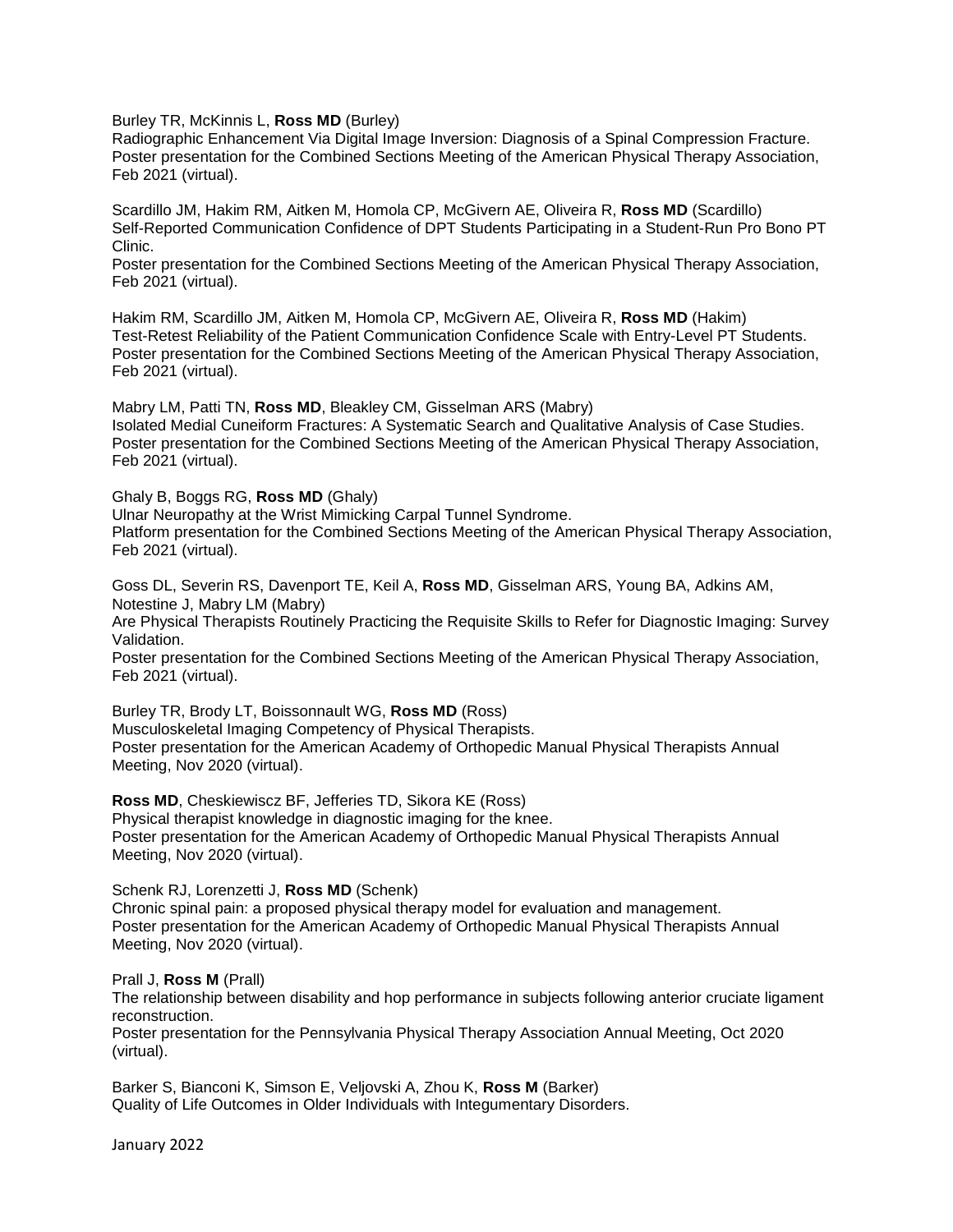Burley TR, McKinnis L, **Ross MD** (Burley)
Radiographic Enhancement Via Digital Image Inversion: Diagnosis of a Spinal Compression Fracture.
Poster presentation for the Combined Sections Meeting of the American Physical Therapy Association, Feb 2021 (virtual).

Scardillo JM, Hakim RM, Aitken M, Homola CP, McGivern AE, Oliveira R, **Ross MD** (Scardillo)
Self-Reported Communication Confidence of DPT Students Participating in a Student-Run Pro Bono PT Clinic.
Poster presentation for the Combined Sections Meeting of the American Physical Therapy Association, Feb 2021 (virtual).

Hakim RM, Scardillo JM, Aitken M, Homola CP, McGivern AE, Oliveira R, **Ross MD** (Hakim)
Test-Retest Reliability of the Patient Communication Confidence Scale with Entry-Level PT Students.
Poster presentation for the Combined Sections Meeting of the American Physical Therapy Association, Feb 2021 (virtual).

Mabry LM, Patti TN, **Ross MD**, Bleakley CM, Gisselman ARS (Mabry)
Isolated Medial Cuneiform Fractures: A Systematic Search and Qualitative Analysis of Case Studies.
Poster presentation for the Combined Sections Meeting of the American Physical Therapy Association, Feb 2021 (virtual).

Ghaly B, Boggs RG, **Ross MD** (Ghaly)
Ulnar Neuropathy at the Wrist Mimicking Carpal Tunnel Syndrome.
Platform presentation for the Combined Sections Meeting of the American Physical Therapy Association, Feb 2021 (virtual).

Goss DL, Severin RS, Davenport TE, Keil A, **Ross MD**, Gisselman ARS, Young BA, Adkins AM, Notestine J, Mabry LM (Mabry)
Are Physical Therapists Routinely Practicing the Requisite Skills to Refer for Diagnostic Imaging: Survey Validation.
Poster presentation for the Combined Sections Meeting of the American Physical Therapy Association, Feb 2021 (virtual).

Burley TR, Brody LT, Boissonnault WG, **Ross MD** (Ross)
Musculoskeletal Imaging Competency of Physical Therapists.
Poster presentation for the American Academy of Orthopedic Manual Physical Therapists Annual Meeting, Nov 2020 (virtual).

**Ross MD**, Cheskiewiscz BF, Jefferies TD, Sikora KE (Ross)
Physical therapist knowledge in diagnostic imaging for the knee.
Poster presentation for the American Academy of Orthopedic Manual Physical Therapists Annual Meeting, Nov 2020 (virtual).

Schenk RJ, Lorenzetti J, **Ross MD** (Schenk)
Chronic spinal pain: a proposed physical therapy model for evaluation and management.
Poster presentation for the American Academy of Orthopedic Manual Physical Therapists Annual Meeting, Nov 2020 (virtual).

Prall J, **Ross M** (Prall)
The relationship between disability and hop performance in subjects following anterior cruciate ligament reconstruction.
Poster presentation for the Pennsylvania Physical Therapy Association Annual Meeting, Oct 2020 (virtual).

Barker S, Bianconi K, Simson E, Veljovski A, Zhou K, **Ross M** (Barker)
Quality of Life Outcomes in Older Individuals with Integumentary Disorders.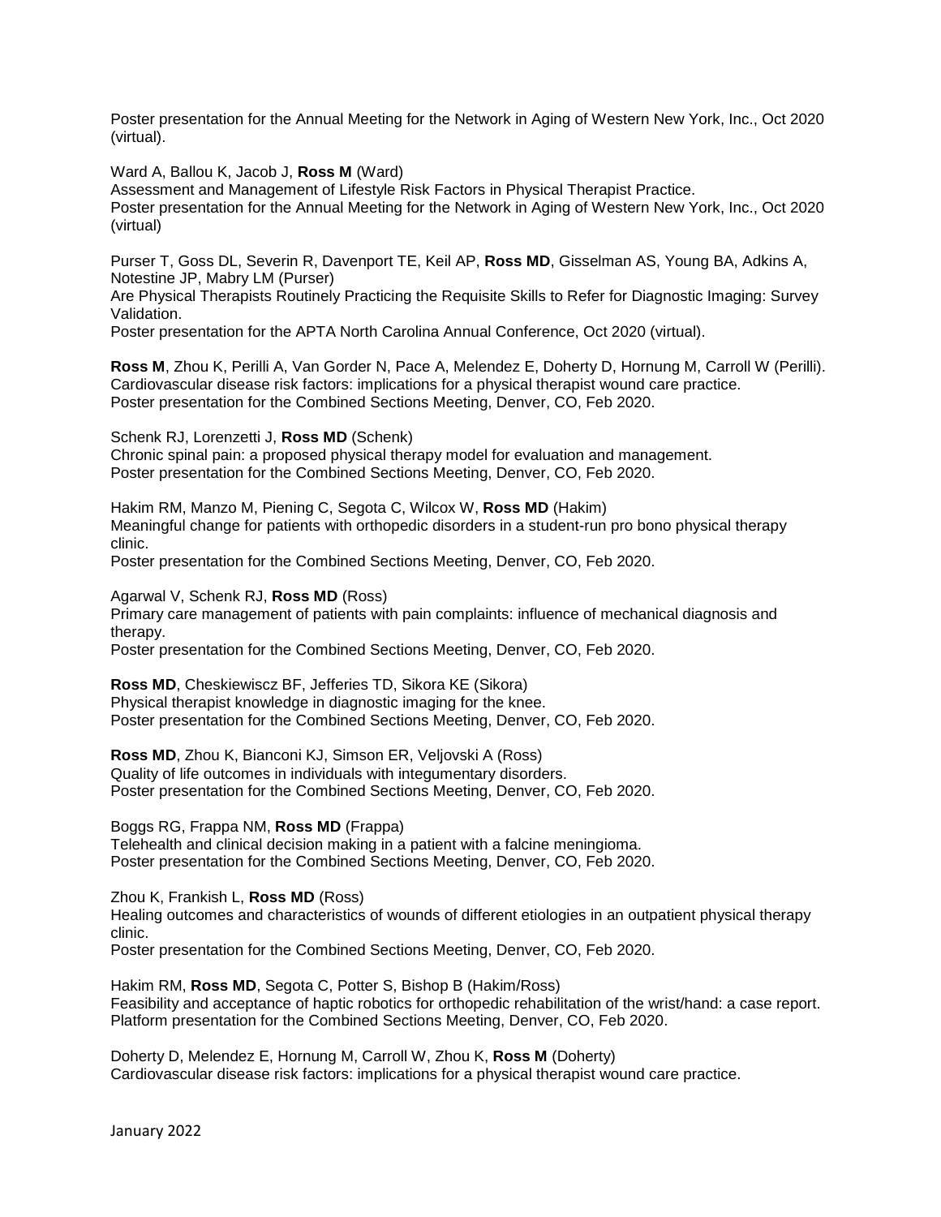Poster presentation for the Annual Meeting for the Network in Aging of Western New York, Inc., Oct 2020 (virtual).

Ward A, Ballou K, Jacob J, **Ross M** (Ward)
Assessment and Management of Lifestyle Risk Factors in Physical Therapist Practice.
Poster presentation for the Annual Meeting for the Network in Aging of Western New York, Inc., Oct 2020 (virtual)

Purser T, Goss DL, Severin R, Davenport TE, Keil AP, **Ross MD**, Gisselman AS, Young BA, Adkins A, Notestine JP, Mabry LM (Purser)
Are Physical Therapists Routinely Practicing the Requisite Skills to Refer for Diagnostic Imaging: Survey Validation.
Poster presentation for the APTA North Carolina Annual Conference, Oct 2020 (virtual).

**Ross M**, Zhou K, Perilli A, Van Gorder N, Pace A, Melendez E, Doherty D, Hornung M, Carroll W (Perilli).
Cardiovascular disease risk factors: implications for a physical therapist wound care practice.
Poster presentation for the Combined Sections Meeting, Denver, CO, Feb 2020.

Schenk RJ, Lorenzetti J, **Ross MD** (Schenk)
Chronic spinal pain: a proposed physical therapy model for evaluation and management.
Poster presentation for the Combined Sections Meeting, Denver, CO, Feb 2020.

Hakim RM, Manzo M, Piening C, Segota C, Wilcox W, **Ross MD** (Hakim)
Meaningful change for patients with orthopedic disorders in a student-run pro bono physical therapy clinic.
Poster presentation for the Combined Sections Meeting, Denver, CO, Feb 2020.

Agarwal V, Schenk RJ, **Ross MD** (Ross)
Primary care management of patients with pain complaints: influence of mechanical diagnosis and therapy.
Poster presentation for the Combined Sections Meeting, Denver, CO, Feb 2020.

**Ross MD**, Cheskiewiscz BF, Jefferies TD, Sikora KE (Sikora)
Physical therapist knowledge in diagnostic imaging for the knee.
Poster presentation for the Combined Sections Meeting, Denver, CO, Feb 2020.

**Ross MD**, Zhou K, Bianconi KJ, Simson ER, Veljovski A (Ross)
Quality of life outcomes in individuals with integumentary disorders.
Poster presentation for the Combined Sections Meeting, Denver, CO, Feb 2020.

Boggs RG, Frappa NM, **Ross MD** (Frappa)
Telehealth and clinical decision making in a patient with a falcine meningioma.
Poster presentation for the Combined Sections Meeting, Denver, CO, Feb 2020.

Zhou K, Frankish L, **Ross MD** (Ross)
Healing outcomes and characteristics of wounds of different etiologies in an outpatient physical therapy clinic.
Poster presentation for the Combined Sections Meeting, Denver, CO, Feb 2020.

Hakim RM, **Ross MD**, Segota C, Potter S, Bishop B (Hakim/Ross)
Feasibility and acceptance of haptic robotics for orthopedic rehabilitation of the wrist/hand: a case report.
Platform presentation for the Combined Sections Meeting, Denver, CO, Feb 2020.

Doherty D, Melendez E, Hornung M, Carroll W, Zhou K, **Ross M** (Doherty)
Cardiovascular disease risk factors: implications for a physical therapist wound care practice.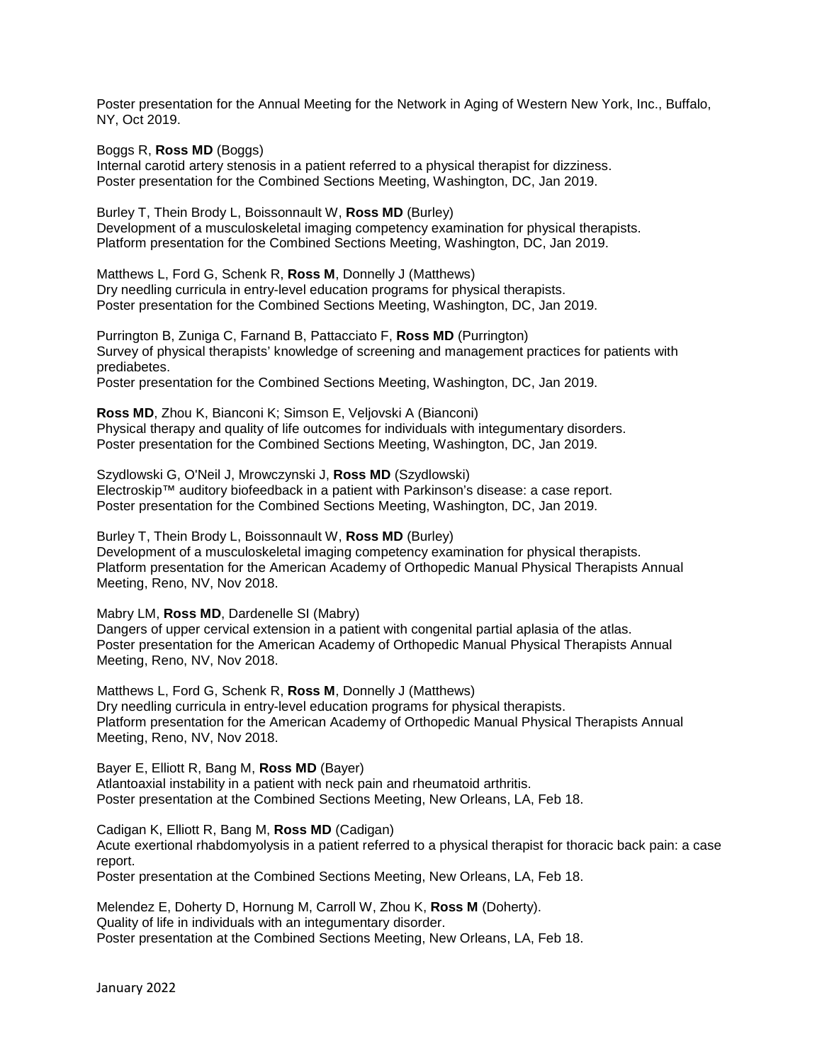Poster presentation for the Annual Meeting for the Network in Aging of Western New York, Inc., Buffalo, NY, Oct 2019.

Boggs R, **Ross MD** (Boggs)
Internal carotid artery stenosis in a patient referred to a physical therapist for dizziness.
Poster presentation for the Combined Sections Meeting, Washington, DC, Jan 2019.

Burley T, Thein Brody L, Boissonnault W, **Ross MD** (Burley)
Development of a musculoskeletal imaging competency examination for physical therapists.
Platform presentation for the Combined Sections Meeting, Washington, DC, Jan 2019.

Matthews L, Ford G, Schenk R, **Ross M**, Donnelly J (Matthews)
Dry needling curricula in entry-level education programs for physical therapists.
Poster presentation for the Combined Sections Meeting, Washington, DC, Jan 2019.

Purrington B, Zuniga C, Farnand B, Pattacciato F, **Ross MD** (Purrington)
Survey of physical therapists' knowledge of screening and management practices for patients with prediabetes.
Poster presentation for the Combined Sections Meeting, Washington, DC, Jan 2019.

**Ross MD**, Zhou K, Bianconi K; Simson E, Veljovski A (Bianconi)
Physical therapy and quality of life outcomes for individuals with integumentary disorders.
Poster presentation for the Combined Sections Meeting, Washington, DC, Jan 2019.

Szydlowski G, O'Neil J, Mrowczynski J, **Ross MD** (Szydlowski)
Electroskip™ auditory biofeedback in a patient with Parkinson's disease: a case report.
Poster presentation for the Combined Sections Meeting, Washington, DC, Jan 2019.

Burley T, Thein Brody L, Boissonnault W, **Ross MD** (Burley)
Development of a musculoskeletal imaging competency examination for physical therapists.
Platform presentation for the American Academy of Orthopedic Manual Physical Therapists Annual Meeting, Reno, NV, Nov 2018.

Mabry LM, **Ross MD**, Dardenelle SI (Mabry)
Dangers of upper cervical extension in a patient with congenital partial aplasia of the atlas.
Poster presentation for the American Academy of Orthopedic Manual Physical Therapists Annual Meeting, Reno, NV, Nov 2018.

Matthews L, Ford G, Schenk R, **Ross M**, Donnelly J (Matthews)
Dry needling curricula in entry-level education programs for physical therapists.
Platform presentation for the American Academy of Orthopedic Manual Physical Therapists Annual Meeting, Reno, NV, Nov 2018.

Bayer E, Elliott R, Bang M, **Ross MD** (Bayer)
Atlantoaxial instability in a patient with neck pain and rheumatoid arthritis.
Poster presentation at the Combined Sections Meeting, New Orleans, LA, Feb 18.

Cadigan K, Elliott R, Bang M, **Ross MD** (Cadigan)
Acute exertional rhabdomyolysis in a patient referred to a physical therapist for thoracic back pain: a case report.
Poster presentation at the Combined Sections Meeting, New Orleans, LA, Feb 18.

Melendez E, Doherty D, Hornung M, Carroll W, Zhou K, **Ross M** (Doherty).
Quality of life in individuals with an integumentary disorder.
Poster presentation at the Combined Sections Meeting, New Orleans, LA, Feb 18.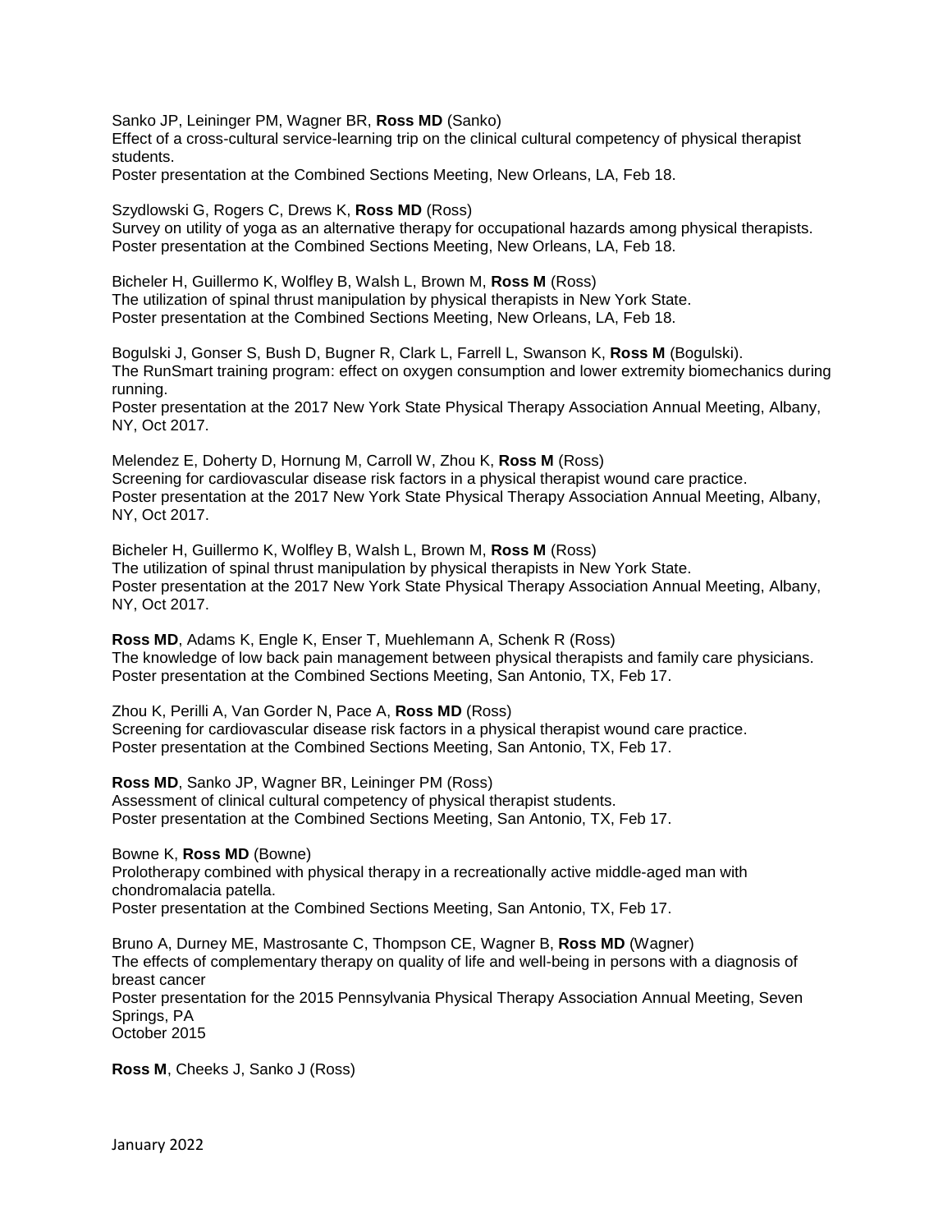Sanko JP, Leininger PM, Wagner BR, **Ross MD** (Sanko)
Effect of a cross-cultural service-learning trip on the clinical cultural competency of physical therapist students.
Poster presentation at the Combined Sections Meeting, New Orleans, LA, Feb 18.

Szydlowski G, Rogers C, Drews K, **Ross MD** (Ross)
Survey on utility of yoga as an alternative therapy for occupational hazards among physical therapists.
Poster presentation at the Combined Sections Meeting, New Orleans, LA, Feb 18.

Bicheler H, Guillermo K, Wolfley B, Walsh L, Brown M, **Ross M** (Ross)
The utilization of spinal thrust manipulation by physical therapists in New York State.
Poster presentation at the Combined Sections Meeting, New Orleans, LA, Feb 18.

Bogulski J, Gonser S, Bush D, Bugner R, Clark L, Farrell L, Swanson K, **Ross M** (Bogulski).
The RunSmart training program: effect on oxygen consumption and lower extremity biomechanics during running.
Poster presentation at the 2017 New York State Physical Therapy Association Annual Meeting, Albany, NY, Oct 2017.

Melendez E, Doherty D, Hornung M, Carroll W, Zhou K, **Ross M** (Ross)
Screening for cardiovascular disease risk factors in a physical therapist wound care practice.
Poster presentation at the 2017 New York State Physical Therapy Association Annual Meeting, Albany, NY, Oct 2017.

Bicheler H, Guillermo K, Wolfley B, Walsh L, Brown M, **Ross M** (Ross)
The utilization of spinal thrust manipulation by physical therapists in New York State.
Poster presentation at the 2017 New York State Physical Therapy Association Annual Meeting, Albany, NY, Oct 2017.

**Ross MD**, Adams K, Engle K, Enser T, Muehlemann A, Schenk R (Ross)
The knowledge of low back pain management between physical therapists and family care physicians.
Poster presentation at the Combined Sections Meeting, San Antonio, TX, Feb 17.

Zhou K, Perilli A, Van Gorder N, Pace A, **Ross MD** (Ross)
Screening for cardiovascular disease risk factors in a physical therapist wound care practice.
Poster presentation at the Combined Sections Meeting, San Antonio, TX, Feb 17.

**Ross MD**, Sanko JP, Wagner BR, Leininger PM (Ross)
Assessment of clinical cultural competency of physical therapist students.
Poster presentation at the Combined Sections Meeting, San Antonio, TX, Feb 17.

Bowne K, **Ross MD** (Bowne)
Prolotherapy combined with physical therapy in a recreationally active middle-aged man with chondromalacia patella.
Poster presentation at the Combined Sections Meeting, San Antonio, TX, Feb 17.

Bruno A, Durney ME, Mastrosante C, Thompson CE, Wagner B, **Ross MD** (Wagner)
The effects of complementary therapy on quality of life and well-being in persons with a diagnosis of breast cancer
Poster presentation for the 2015 Pennsylvania Physical Therapy Association Annual Meeting, Seven Springs, PA
October 2015

**Ross M**, Cheeks J, Sanko J (Ross)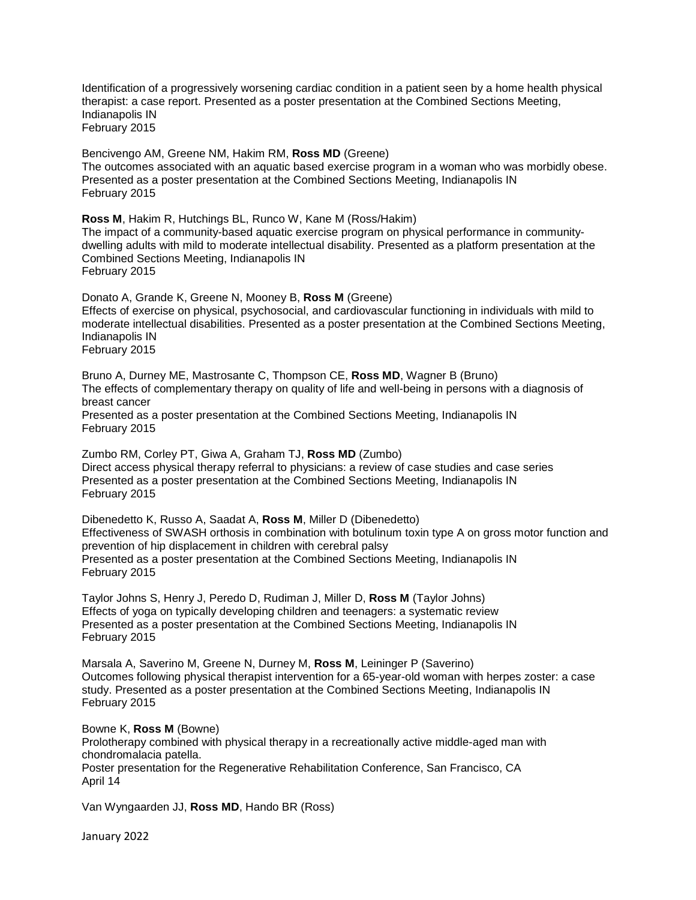Identification of a progressively worsening cardiac condition in a patient seen by a home health physical therapist: a case report. Presented as a poster presentation at the Combined Sections Meeting, Indianapolis IN
February 2015

Bencivengo AM, Greene NM, Hakim RM, **Ross MD** (Greene)
The outcomes associated with an aquatic based exercise program in a woman who was morbidly obese. Presented as a poster presentation at the Combined Sections Meeting, Indianapolis IN
February 2015

**Ross M**, Hakim R, Hutchings BL, Runco W, Kane M (Ross/Hakim)
The impact of a community-based aquatic exercise program on physical performance in community-dwelling adults with mild to moderate intellectual disability. Presented as a platform presentation at the Combined Sections Meeting, Indianapolis IN
February 2015

Donato A, Grande K, Greene N, Mooney B, **Ross M** (Greene)
Effects of exercise on physical, psychosocial, and cardiovascular functioning in individuals with mild to moderate intellectual disabilities. Presented as a poster presentation at the Combined Sections Meeting, Indianapolis IN
February 2015

Bruno A, Durney ME, Mastrosante C, Thompson CE, **Ross MD**, Wagner B (Bruno)
The effects of complementary therapy on quality of life and well-being in persons with a diagnosis of breast cancer
Presented as a poster presentation at the Combined Sections Meeting, Indianapolis IN
February 2015

Zumbo RM, Corley PT, Giwa A, Graham TJ, **Ross MD** (Zumbo)
Direct access physical therapy referral to physicians: a review of case studies and case series
Presented as a poster presentation at the Combined Sections Meeting, Indianapolis IN
February 2015

Dibenedetto K, Russo A, Saadat A, **Ross M**, Miller D (Dibenedetto)
Effectiveness of SWASH orthosis in combination with botulinum toxin type A on gross motor function and prevention of hip displacement in children with cerebral palsy
Presented as a poster presentation at the Combined Sections Meeting, Indianapolis IN
February 2015

Taylor Johns S, Henry J, Peredo D, Rudiman J, Miller D, **Ross M** (Taylor Johns)
Effects of yoga on typically developing children and teenagers: a systematic review
Presented as a poster presentation at the Combined Sections Meeting, Indianapolis IN
February 2015

Marsala A, Saverino M, Greene N, Durney M, **Ross M**, Leininger P (Saverino)
Outcomes following physical therapist intervention for a 65-year-old woman with herpes zoster: a case study. Presented as a poster presentation at the Combined Sections Meeting, Indianapolis IN
February 2015

Bowne K, **Ross M** (Bowne)
Prolotherapy combined with physical therapy in a recreationally active middle-aged man with chondromalacia patella.
Poster presentation for the Regenerative Rehabilitation Conference, San Francisco, CA
April 14

Van Wyngaarden JJ, **Ross MD**, Hando BR (Ross)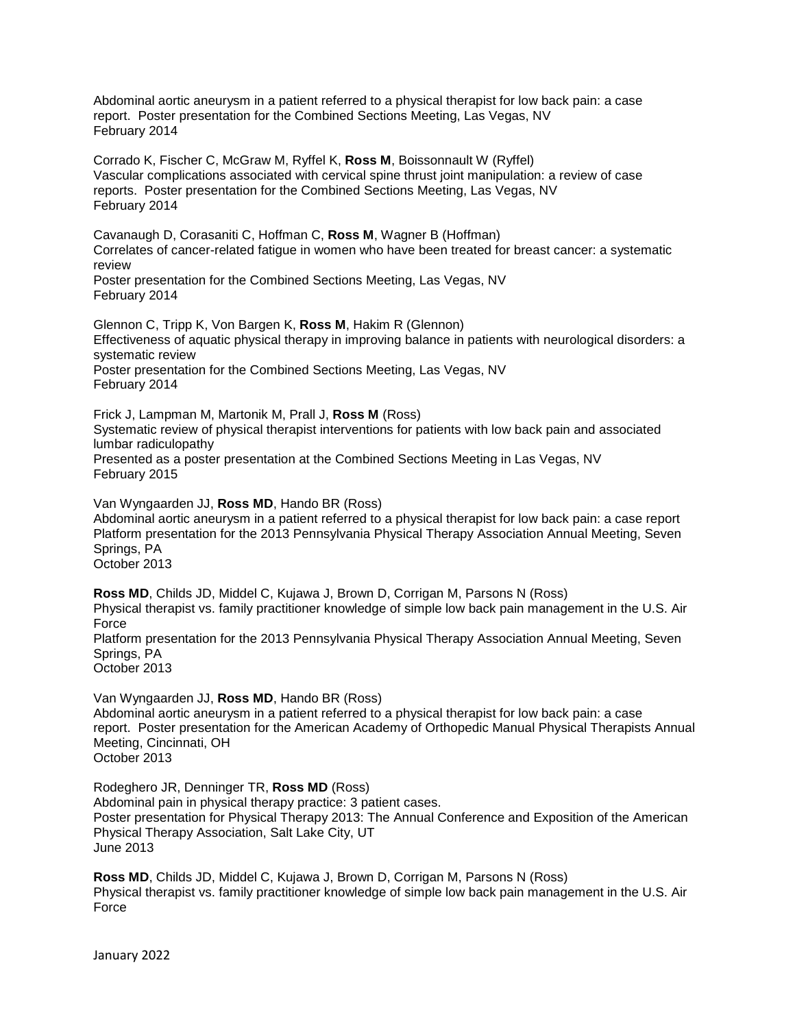Abdominal aortic aneurysm in a patient referred to a physical therapist for low back pain: a case report. Poster presentation for the Combined Sections Meeting, Las Vegas, NV
February 2014

Corrado K, Fischer C, McGraw M, Ryffel K, **Ross M**, Boissonnault W (Ryffel)
Vascular complications associated with cervical spine thrust joint manipulation: a review of case reports. Poster presentation for the Combined Sections Meeting, Las Vegas, NV
February 2014

Cavanaugh D, Corasaniti C, Hoffman C, **Ross M**, Wagner B (Hoffman)
Correlates of cancer-related fatigue in women who have been treated for breast cancer: a systematic review
Poster presentation for the Combined Sections Meeting, Las Vegas, NV
February 2014

Glennon C, Tripp K, Von Bargen K, **Ross M**, Hakim R (Glennon)
Effectiveness of aquatic physical therapy in improving balance in patients with neurological disorders: a systematic review
Poster presentation for the Combined Sections Meeting, Las Vegas, NV
February 2014

Frick J, Lampman M, Martonik M, Prall J, **Ross M** (Ross)
Systematic review of physical therapist interventions for patients with low back pain and associated lumbar radiculopathy
Presented as a poster presentation at the Combined Sections Meeting in Las Vegas, NV
February 2015

Van Wyngaarden JJ, **Ross MD**, Hando BR (Ross)
Abdominal aortic aneurysm in a patient referred to a physical therapist for low back pain: a case report
Platform presentation for the 2013 Pennsylvania Physical Therapy Association Annual Meeting, Seven Springs, PA
October 2013

**Ross MD**, Childs JD, Middel C, Kujawa J, Brown D, Corrigan M, Parsons N (Ross)
Physical therapist vs. family practitioner knowledge of simple low back pain management in the U.S. Air Force
Platform presentation for the 2013 Pennsylvania Physical Therapy Association Annual Meeting, Seven Springs, PA
October 2013

Van Wyngaarden JJ, **Ross MD**, Hando BR (Ross)
Abdominal aortic aneurysm in a patient referred to a physical therapist for low back pain: a case report. Poster presentation for the American Academy of Orthopedic Manual Physical Therapists Annual Meeting, Cincinnati, OH
October 2013

Rodeghero JR, Denninger TR, **Ross MD** (Ross)
Abdominal pain in physical therapy practice: 3 patient cases.
Poster presentation for Physical Therapy 2013: The Annual Conference and Exposition of the American Physical Therapy Association, Salt Lake City, UT
June 2013

**Ross MD**, Childs JD, Middel C, Kujawa J, Brown D, Corrigan M, Parsons N (Ross)
Physical therapist vs. family practitioner knowledge of simple low back pain management in the U.S. Air Force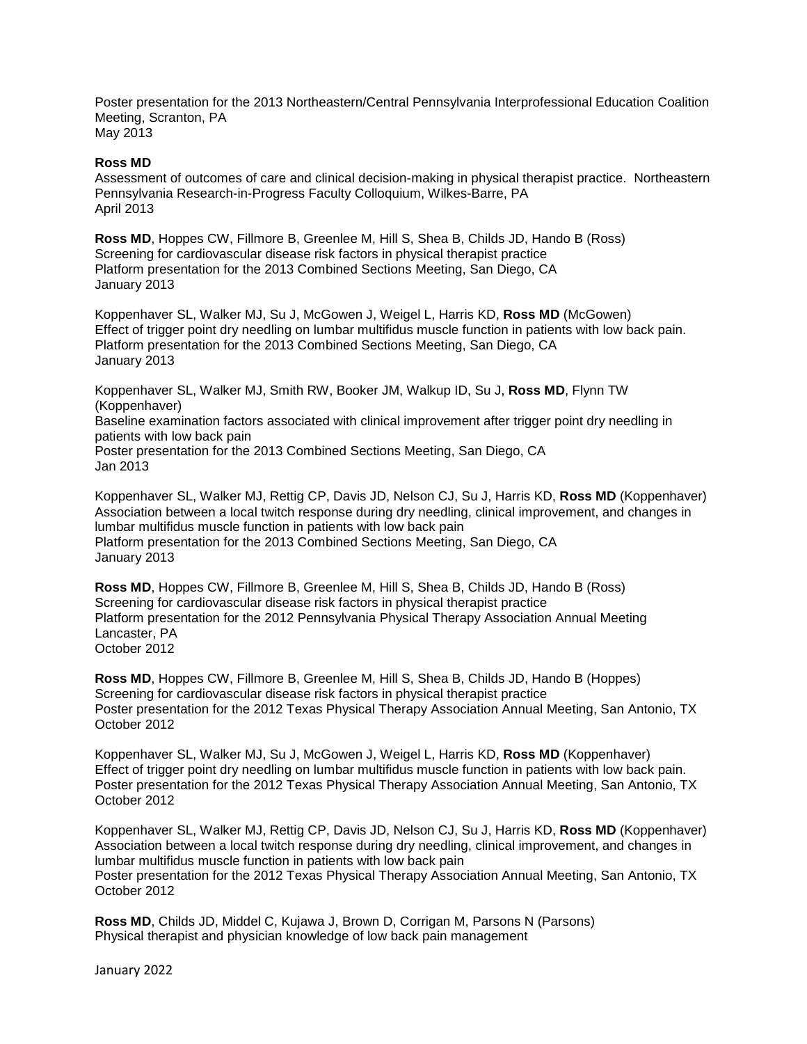Poster presentation for the 2013 Northeastern/Central Pennsylvania Interprofessional Education Coalition Meeting, Scranton, PA
May 2013

**Ross MD**
Assessment of outcomes of care and clinical decision-making in physical therapist practice. Northeastern Pennsylvania Research-in-Progress Faculty Colloquium, Wilkes-Barre, PA
April 2013

**Ross MD**, Hoppes CW, Fillmore B, Greenlee M, Hill S, Shea B, Childs JD, Hando B (Ross)
Screening for cardiovascular disease risk factors in physical therapist practice
Platform presentation for the 2013 Combined Sections Meeting, San Diego, CA
January 2013

Koppenhaver SL, Walker MJ, Su J, McGowen J, Weigel L, Harris KD, **Ross MD** (McGowen)
Effect of trigger point dry needling on lumbar multifidus muscle function in patients with low back pain.
Platform presentation for the 2013 Combined Sections Meeting, San Diego, CA
January 2013

Koppenhaver SL, Walker MJ, Smith RW, Booker JM, Walkup ID, Su J, **Ross MD**, Flynn TW (Koppenhaver)
Baseline examination factors associated with clinical improvement after trigger point dry needling in patients with low back pain
Poster presentation for the 2013 Combined Sections Meeting, San Diego, CA
Jan 2013

Koppenhaver SL, Walker MJ, Rettig CP, Davis JD, Nelson CJ, Su J, Harris KD, **Ross MD** (Koppenhaver)
Association between a local twitch response during dry needling, clinical improvement, and changes in lumbar multifidus muscle function in patients with low back pain
Platform presentation for the 2013 Combined Sections Meeting, San Diego, CA
January 2013

**Ross MD**, Hoppes CW, Fillmore B, Greenlee M, Hill S, Shea B, Childs JD, Hando B (Ross)
Screening for cardiovascular disease risk factors in physical therapist practice
Platform presentation for the 2012 Pennsylvania Physical Therapy Association Annual Meeting
Lancaster, PA
October 2012

**Ross MD**, Hoppes CW, Fillmore B, Greenlee M, Hill S, Shea B, Childs JD, Hando B (Hoppes)
Screening for cardiovascular disease risk factors in physical therapist practice
Poster presentation for the 2012 Texas Physical Therapy Association Annual Meeting, San Antonio, TX
October 2012

Koppenhaver SL, Walker MJ, Su J, McGowen J, Weigel L, Harris KD, **Ross MD** (Koppenhaver)
Effect of trigger point dry needling on lumbar multifidus muscle function in patients with low back pain.
Poster presentation for the 2012 Texas Physical Therapy Association Annual Meeting, San Antonio, TX
October 2012

Koppenhaver SL, Walker MJ, Rettig CP, Davis JD, Nelson CJ, Su J, Harris KD, **Ross MD** (Koppenhaver)
Association between a local twitch response during dry needling, clinical improvement, and changes in lumbar multifidus muscle function in patients with low back pain
Poster presentation for the 2012 Texas Physical Therapy Association Annual Meeting, San Antonio, TX
October 2012

**Ross MD**, Childs JD, Middel C, Kujawa J, Brown D, Corrigan M, Parsons N (Parsons)
Physical therapist and physician knowledge of low back pain management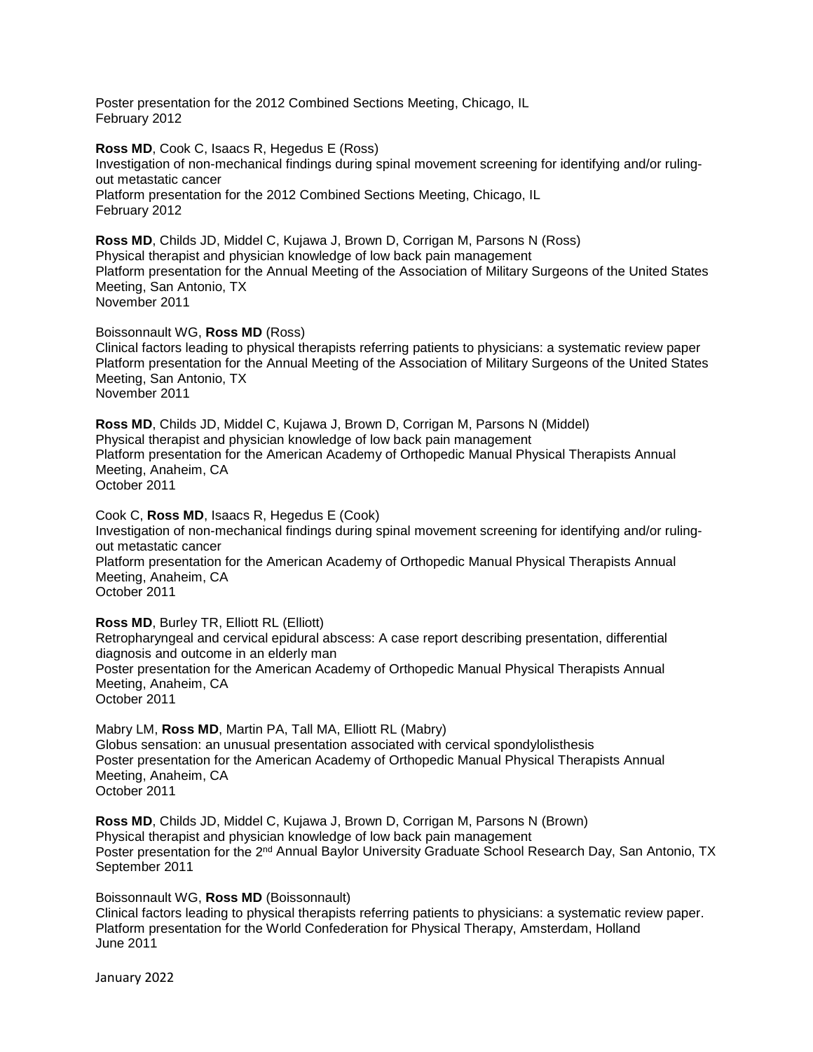Poster presentation for the 2012 Combined Sections Meeting, Chicago, IL
February 2012

**Ross MD**, Cook C, Isaacs R, Hegedus E (Ross)
Investigation of non-mechanical findings during spinal movement screening for identifying and/or ruling-out metastatic cancer
Platform presentation for the 2012 Combined Sections Meeting, Chicago, IL
February 2012

**Ross MD**, Childs JD, Middel C, Kujawa J, Brown D, Corrigan M, Parsons N (Ross)
Physical therapist and physician knowledge of low back pain management
Platform presentation for the Annual Meeting of the Association of Military Surgeons of the United States Meeting, San Antonio, TX
November 2011

Boissonnault WG, **Ross MD** (Ross)
Clinical factors leading to physical therapists referring patients to physicians: a systematic review paper
Platform presentation for the Annual Meeting of the Association of Military Surgeons of the United States Meeting, San Antonio, TX
November 2011

**Ross MD**, Childs JD, Middel C, Kujawa J, Brown D, Corrigan M, Parsons N (Middel)
Physical therapist and physician knowledge of low back pain management
Platform presentation for the American Academy of Orthopedic Manual Physical Therapists Annual Meeting, Anaheim, CA
October 2011

Cook C, **Ross MD**, Isaacs R, Hegedus E (Cook)
Investigation of non-mechanical findings during spinal movement screening for identifying and/or ruling-out metastatic cancer
Platform presentation for the American Academy of Orthopedic Manual Physical Therapists Annual Meeting, Anaheim, CA
October 2011

**Ross MD**, Burley TR, Elliott RL (Elliott)
Retropharyngeal and cervical epidural abscess: A case report describing presentation, differential diagnosis and outcome in an elderly man
Poster presentation for the American Academy of Orthopedic Manual Physical Therapists Annual Meeting, Anaheim, CA
October 2011

Mabry LM, **Ross MD**, Martin PA, Tall MA, Elliott RL (Mabry)
Globus sensation: an unusual presentation associated with cervical spondylolisthesis
Poster presentation for the American Academy of Orthopedic Manual Physical Therapists Annual Meeting, Anaheim, CA
October 2011

**Ross MD**, Childs JD, Middel C, Kujawa J, Brown D, Corrigan M, Parsons N (Brown)
Physical therapist and physician knowledge of low back pain management
Poster presentation for the 2nd Annual Baylor University Graduate School Research Day, San Antonio, TX
September 2011

Boissonnault WG, **Ross MD** (Boissonnault)
Clinical factors leading to physical therapists referring patients to physicians: a systematic review paper.
Platform presentation for the World Confederation for Physical Therapy, Amsterdam, Holland
June 2011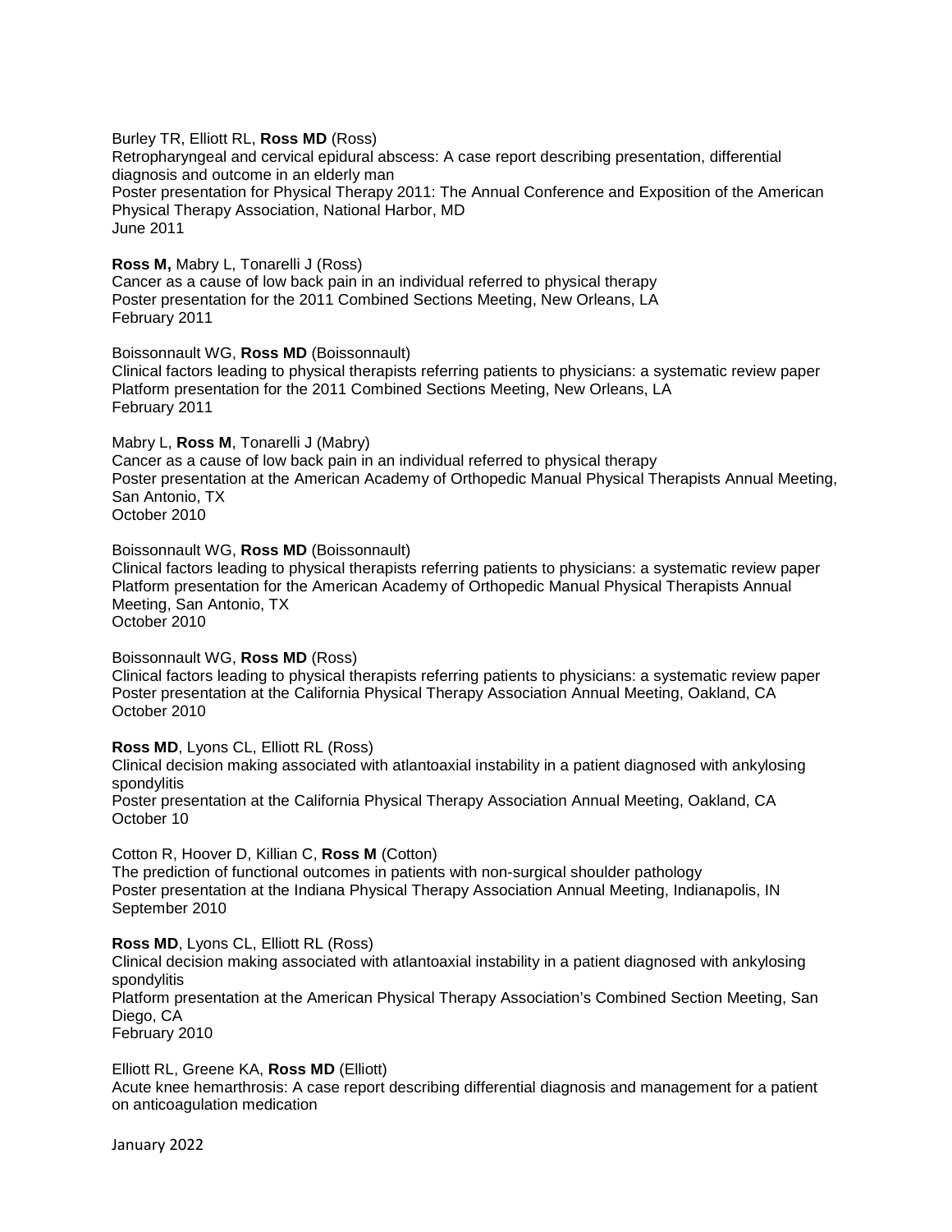Burley TR, Elliott RL, **Ross MD** (Ross)
Retropharyngeal and cervical epidural abscess: A case report describing presentation, differential diagnosis and outcome in an elderly man
Poster presentation for Physical Therapy 2011: The Annual Conference and Exposition of the American Physical Therapy Association, National Harbor, MD
June 2011

**Ross M,** Mabry L, Tonarelli J (Ross)
Cancer as a cause of low back pain in an individual referred to physical therapy
Poster presentation for the 2011 Combined Sections Meeting, New Orleans, LA
February 2011

Boissonnault WG, **Ross MD** (Boissonnault)
Clinical factors leading to physical therapists referring patients to physicians: a systematic review paper
Platform presentation for the 2011 Combined Sections Meeting, New Orleans, LA
February 2011

Mabry L, **Ross M**, Tonarelli J (Mabry)
Cancer as a cause of low back pain in an individual referred to physical therapy
Poster presentation at the American Academy of Orthopedic Manual Physical Therapists Annual Meeting, San Antonio, TX
October 2010

Boissonnault WG, **Ross MD** (Boissonnault)
Clinical factors leading to physical therapists referring patients to physicians: a systematic review paper
Platform presentation for the American Academy of Orthopedic Manual Physical Therapists Annual Meeting, San Antonio, TX
October 2010

Boissonnault WG, **Ross MD** (Ross)
Clinical factors leading to physical therapists referring patients to physicians: a systematic review paper
Poster presentation at the California Physical Therapy Association Annual Meeting, Oakland, CA
October 2010

**Ross MD**, Lyons CL, Elliott RL (Ross)
Clinical decision making associated with atlantoaxial instability in a patient diagnosed with ankylosing spondylitis
Poster presentation at the California Physical Therapy Association Annual Meeting, Oakland, CA
October 10

Cotton R, Hoover D, Killian C, **Ross M** (Cotton)
The prediction of functional outcomes in patients with non-surgical shoulder pathology
Poster presentation at the Indiana Physical Therapy Association Annual Meeting, Indianapolis, IN
September 2010

**Ross MD**, Lyons CL, Elliott RL (Ross)
Clinical decision making associated with atlantoaxial instability in a patient diagnosed with ankylosing spondylitis
Platform presentation at the American Physical Therapy Association's Combined Section Meeting, San Diego, CA
February 2010

Elliott RL, Greene KA, **Ross MD** (Elliott)
Acute knee hemarthrosis: A case report describing differential diagnosis and management for a patient on anticoagulation medication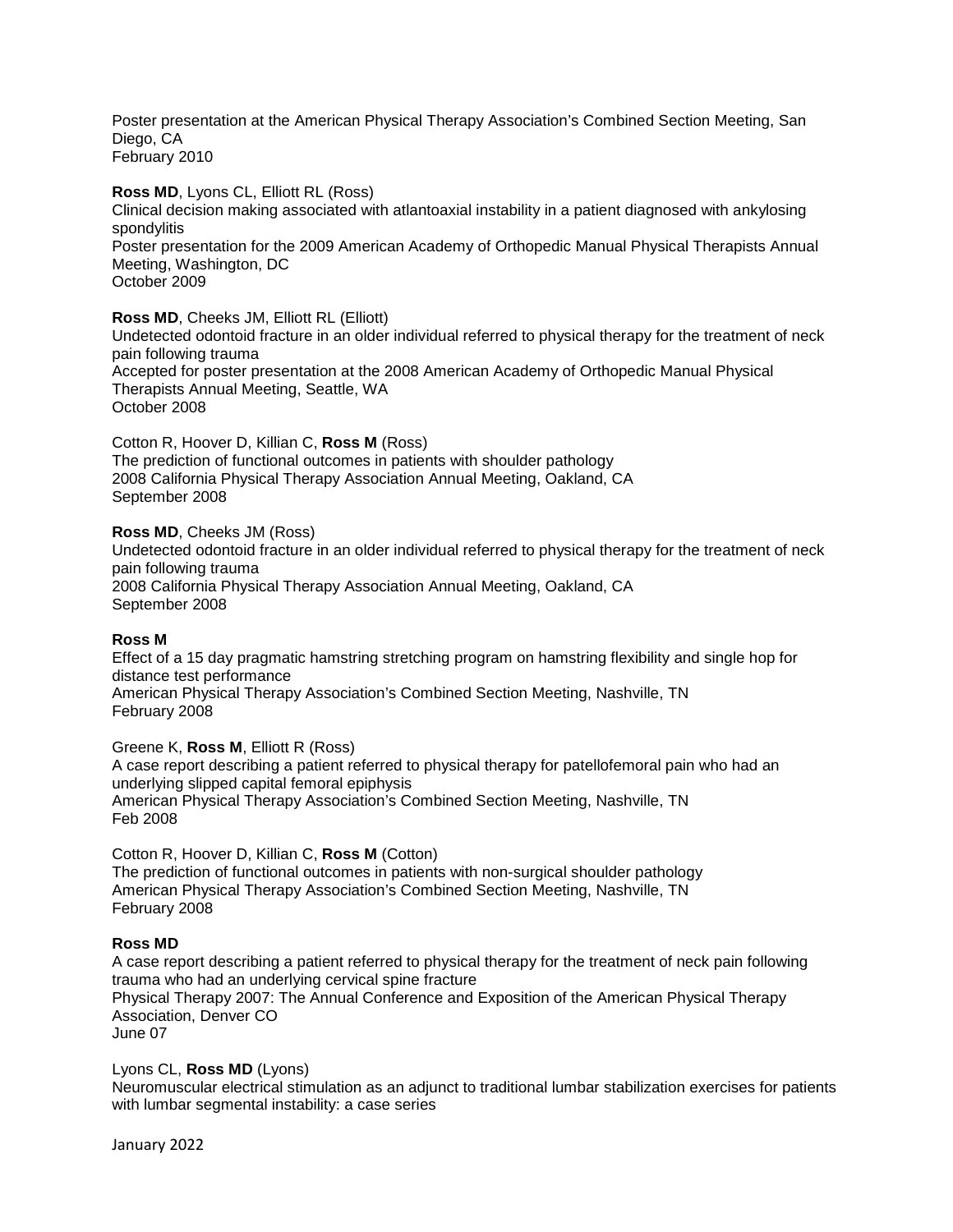Poster presentation at the American Physical Therapy Association's Combined Section Meeting, San Diego, CA
February 2010

**Ross MD**, Lyons CL, Elliott RL (Ross)
Clinical decision making associated with atlantoaxial instability in a patient diagnosed with ankylosing spondylitis
Poster presentation for the 2009 American Academy of Orthopedic Manual Physical Therapists Annual Meeting, Washington, DC
October 2009

**Ross MD**, Cheeks JM, Elliott RL (Elliott)
Undetected odontoid fracture in an older individual referred to physical therapy for the treatment of neck pain following trauma
Accepted for poster presentation at the 2008 American Academy of Orthopedic Manual Physical Therapists Annual Meeting, Seattle, WA
October 2008

Cotton R, Hoover D, Killian C, **Ross M** (Ross)
The prediction of functional outcomes in patients with shoulder pathology
2008 California Physical Therapy Association Annual Meeting, Oakland, CA
September 2008

**Ross MD**, Cheeks JM (Ross)
Undetected odontoid fracture in an older individual referred to physical therapy for the treatment of neck pain following trauma
2008 California Physical Therapy Association Annual Meeting, Oakland, CA
September 2008

**Ross M**
Effect of a 15 day pragmatic hamstring stretching program on hamstring flexibility and single hop for distance test performance
American Physical Therapy Association's Combined Section Meeting, Nashville, TN
February 2008

Greene K, **Ross M**, Elliott R (Ross)
A case report describing a patient referred to physical therapy for patellofemoral pain who had an underlying slipped capital femoral epiphysis
American Physical Therapy Association's Combined Section Meeting, Nashville, TN
Feb 2008

Cotton R, Hoover D, Killian C, **Ross M** (Cotton)
The prediction of functional outcomes in patients with non-surgical shoulder pathology
American Physical Therapy Association's Combined Section Meeting, Nashville, TN
February 2008

**Ross MD**
A case report describing a patient referred to physical therapy for the treatment of neck pain following trauma who had an underlying cervical spine fracture
Physical Therapy 2007: The Annual Conference and Exposition of the American Physical Therapy Association, Denver CO
June 07

Lyons CL, **Ross MD** (Lyons)
Neuromuscular electrical stimulation as an adjunct to traditional lumbar stabilization exercises for patients with lumbar segmental instability: a case series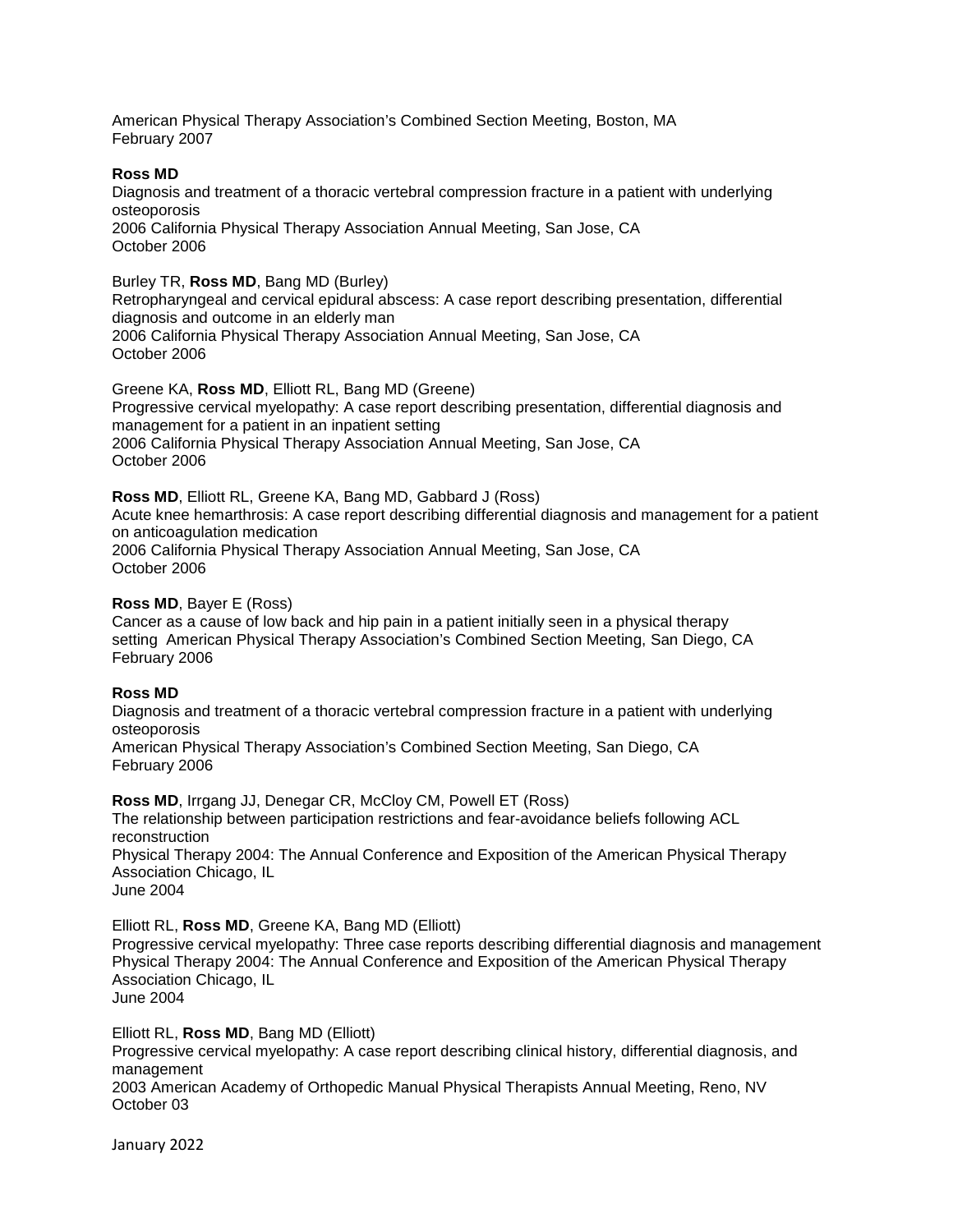American Physical Therapy Association's Combined Section Meeting, Boston, MA
February 2007

**Ross MD**
Diagnosis and treatment of a thoracic vertebral compression fracture in a patient with underlying osteoporosis
2006 California Physical Therapy Association Annual Meeting, San Jose, CA
October 2006

Burley TR, **Ross MD**, Bang MD (Burley)
Retropharyngeal and cervical epidural abscess: A case report describing presentation, differential diagnosis and outcome in an elderly man
2006 California Physical Therapy Association Annual Meeting, San Jose, CA
October 2006

Greene KA, **Ross MD**, Elliott RL, Bang MD (Greene)
Progressive cervical myelopathy: A case report describing presentation, differential diagnosis and management for a patient in an inpatient setting
2006 California Physical Therapy Association Annual Meeting, San Jose, CA
October 2006

**Ross MD**, Elliott RL, Greene KA, Bang MD, Gabbard J (Ross)
Acute knee hemarthrosis: A case report describing differential diagnosis and management for a patient on anticoagulation medication
2006 California Physical Therapy Association Annual Meeting, San Jose, CA
October 2006

**Ross MD**, Bayer E (Ross)
Cancer as a cause of low back and hip pain in a patient initially seen in a physical therapy setting American Physical Therapy Association's Combined Section Meeting, San Diego, CA
February 2006

**Ross MD**
Diagnosis and treatment of a thoracic vertebral compression fracture in a patient with underlying osteoporosis
American Physical Therapy Association's Combined Section Meeting, San Diego, CA
February 2006

**Ross MD**, Irrgang JJ, Denegar CR, McCloy CM, Powell ET (Ross)
The relationship between participation restrictions and fear-avoidance beliefs following ACL reconstruction
Physical Therapy 2004: The Annual Conference and Exposition of the American Physical Therapy Association Chicago, IL
June 2004

Elliott RL, **Ross MD**, Greene KA, Bang MD (Elliott)
Progressive cervical myelopathy: Three case reports describing differential diagnosis and management
Physical Therapy 2004: The Annual Conference and Exposition of the American Physical Therapy Association Chicago, IL
June 2004

Elliott RL, **Ross MD**, Bang MD (Elliott)
Progressive cervical myelopathy: A case report describing clinical history, differential diagnosis, and management
2003 American Academy of Orthopedic Manual Physical Therapists Annual Meeting, Reno, NV
October 03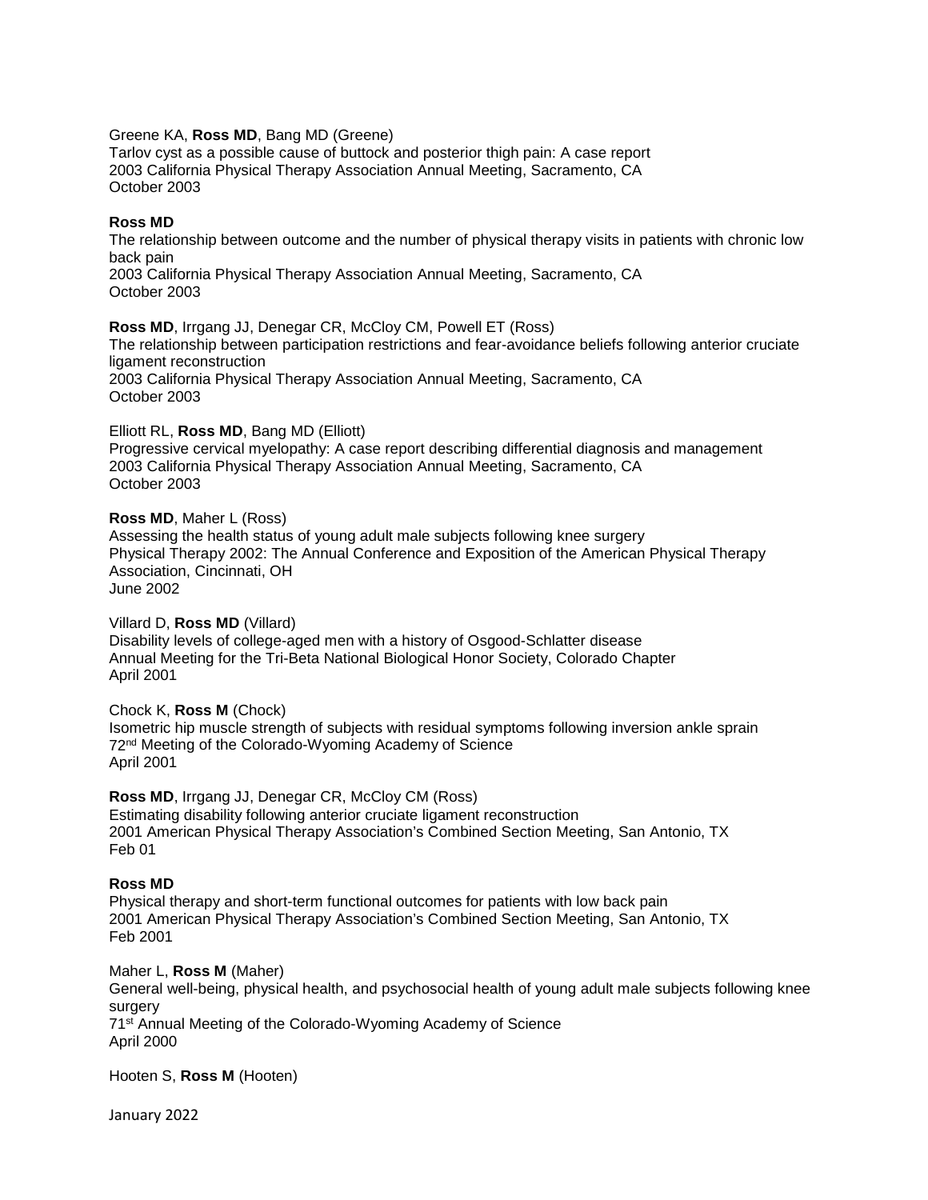Greene KA, **Ross MD**, Bang MD (Greene)
Tarlov cyst as a possible cause of buttock and posterior thigh pain: A case report
2003 California Physical Therapy Association Annual Meeting, Sacramento, CA
October 2003

**Ross MD**
The relationship between outcome and the number of physical therapy visits in patients with chronic low back pain
2003 California Physical Therapy Association Annual Meeting, Sacramento, CA
October 2003

**Ross MD**, Irrgang JJ, Denegar CR, McCloy CM, Powell ET (Ross)
The relationship between participation restrictions and fear-avoidance beliefs following anterior cruciate ligament reconstruction
2003 California Physical Therapy Association Annual Meeting, Sacramento, CA
October 2003

Elliott RL, **Ross MD**, Bang MD (Elliott)
Progressive cervical myelopathy: A case report describing differential diagnosis and management
2003 California Physical Therapy Association Annual Meeting, Sacramento, CA
October 2003

**Ross MD**, Maher L (Ross)
Assessing the health status of young adult male subjects following knee surgery
Physical Therapy 2002: The Annual Conference and Exposition of the American Physical Therapy Association, Cincinnati, OH
June 2002

Villard D, **Ross MD** (Villard)
Disability levels of college-aged men with a history of Osgood-Schlatter disease
Annual Meeting for the Tri-Beta National Biological Honor Society, Colorado Chapter
April 2001

Chock K, **Ross M** (Chock)
Isometric hip muscle strength of subjects with residual symptoms following inversion ankle sprain
72nd Meeting of the Colorado-Wyoming Academy of Science
April 2001

**Ross MD**, Irrgang JJ, Denegar CR, McCloy CM (Ross)
Estimating disability following anterior cruciate ligament reconstruction
2001 American Physical Therapy Association's Combined Section Meeting, San Antonio, TX
Feb 01

**Ross MD**
Physical therapy and short-term functional outcomes for patients with low back pain
2001 American Physical Therapy Association's Combined Section Meeting, San Antonio, TX
Feb 2001

Maher L, **Ross M** (Maher)
General well-being, physical health, and psychosocial health of young adult male subjects following knee surgery
71st Annual Meeting of the Colorado-Wyoming Academy of Science
April 2000

Hooten S, **Ross M** (Hooten)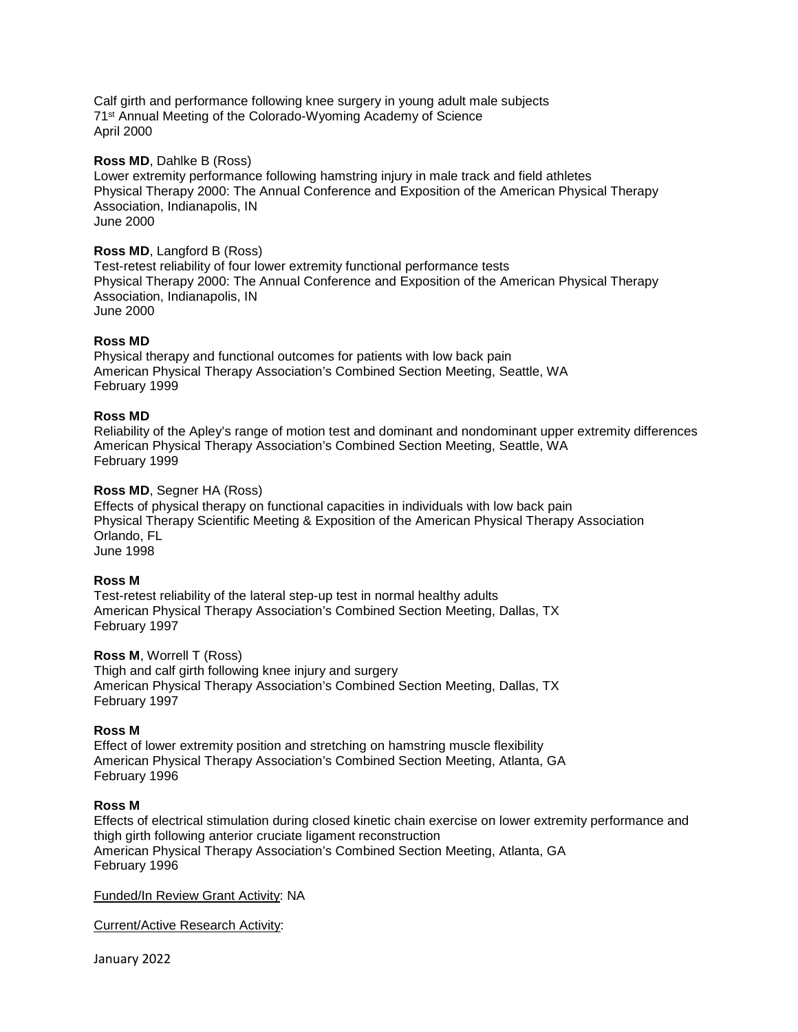Calf girth and performance following knee surgery in young adult male subjects
71st Annual Meeting of the Colorado-Wyoming Academy of Science
April 2000

**Ross MD**, Dahlke B (Ross)
Lower extremity performance following hamstring injury in male track and field athletes
Physical Therapy 2000: The Annual Conference and Exposition of the American Physical Therapy Association, Indianapolis, IN
June 2000

**Ross MD**, Langford B (Ross)
Test-retest reliability of four lower extremity functional performance tests
Physical Therapy 2000: The Annual Conference and Exposition of the American Physical Therapy Association, Indianapolis, IN
June 2000

**Ross MD**
Physical therapy and functional outcomes for patients with low back pain
American Physical Therapy Association's Combined Section Meeting, Seattle, WA
February 1999

**Ross MD**
Reliability of the Apley's range of motion test and dominant and nondominant upper extremity differences
American Physical Therapy Association's Combined Section Meeting, Seattle, WA
February 1999

**Ross MD**, Segner HA (Ross)
Effects of physical therapy on functional capacities in individuals with low back pain
Physical Therapy Scientific Meeting & Exposition of the American Physical Therapy Association
Orlando, FL
June 1998

**Ross M**
Test-retest reliability of the lateral step-up test in normal healthy adults
American Physical Therapy Association's Combined Section Meeting, Dallas, TX
February 1997

**Ross M**, Worrell T (Ross)
Thigh and calf girth following knee injury and surgery
American Physical Therapy Association's Combined Section Meeting, Dallas, TX
February 1997

**Ross M**
Effect of lower extremity position and stretching on hamstring muscle flexibility
American Physical Therapy Association's Combined Section Meeting, Atlanta, GA
February 1996

**Ross M**
Effects of electrical stimulation during closed kinetic chain exercise on lower extremity performance and thigh girth following anterior cruciate ligament reconstruction
American Physical Therapy Association's Combined Section Meeting, Atlanta, GA
February 1996

Funded/In Review Grant Activity: NA

Current/Active Research Activity: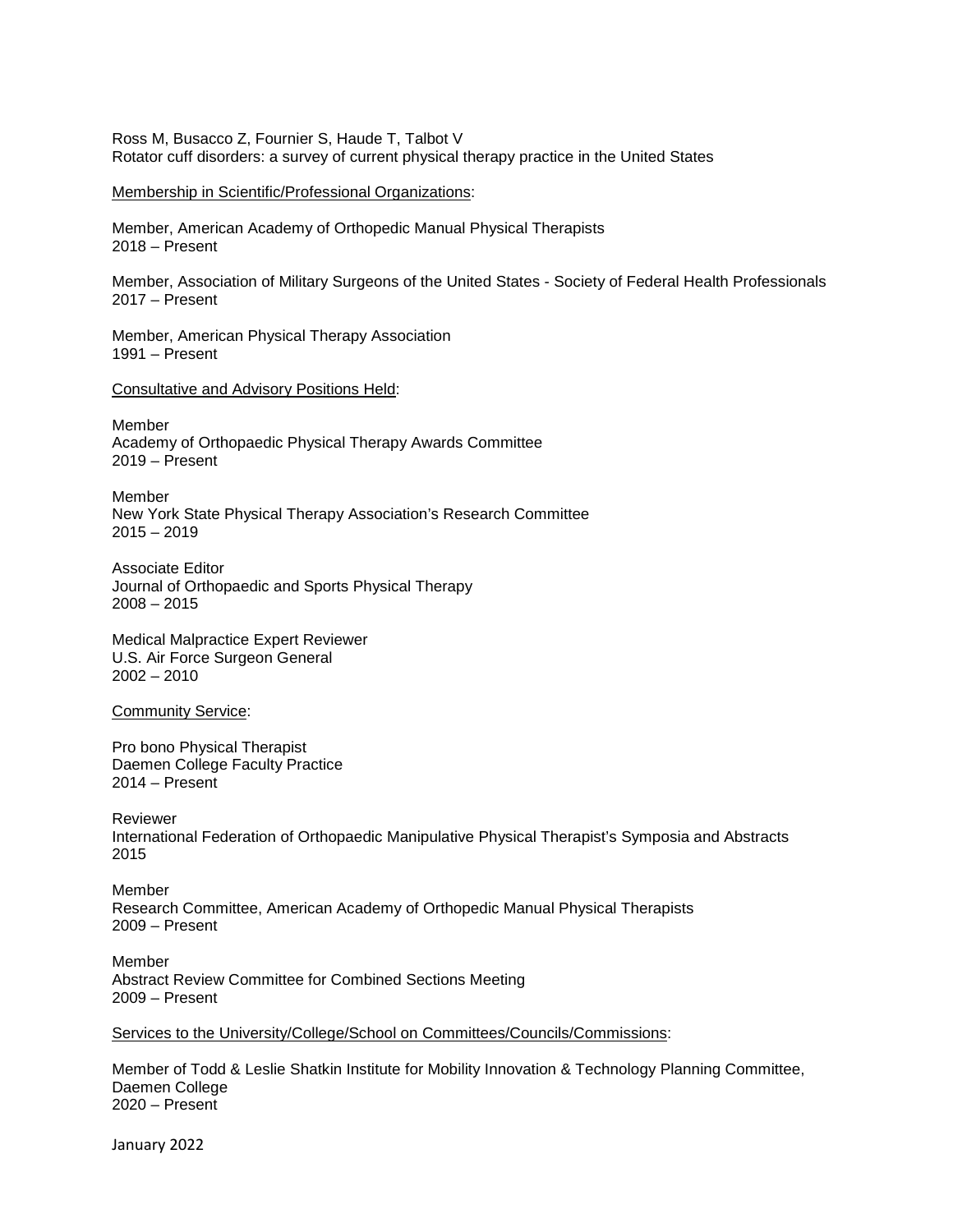Ross M, Busacco Z, Fournier S, Haude T, Talbot V
Rotator cuff disorders: a survey of current physical therapy practice in the United States

<u>Membership in Scientific/Professional Organizations</u>:

Member, American Academy of Orthopedic Manual Physical Therapists
2018 – Present

Member, Association of Military Surgeons of the United States - Society of Federal Health Professionals
2017 – Present

Member, American Physical Therapy Association
1991 – Present

<u>Consultative and Advisory Positions Held</u>:

Member
Academy of Orthopaedic Physical Therapy Awards Committee
2019 – Present

Member
New York State Physical Therapy Association's Research Committee
2015 – 2019

Associate Editor
Journal of Orthopaedic and Sports Physical Therapy
2008 – 2015

Medical Malpractice Expert Reviewer
U.S. Air Force Surgeon General
2002 – 2010

<u>Community Service</u>:

Pro bono Physical Therapist
Daemen College Faculty Practice
2014 – Present

Reviewer
International Federation of Orthopaedic Manipulative Physical Therapist's Symposia and Abstracts
2015

Member
Research Committee, American Academy of Orthopedic Manual Physical Therapists
2009 – Present

Member
Abstract Review Committee for Combined Sections Meeting
2009 – Present

<u>Services to the University/College/School on Committees/Councils/Commissions</u>:

Member of Todd & Leslie Shatkin Institute for Mobility Innovation & Technology Planning Committee, Daemen College
2020 – Present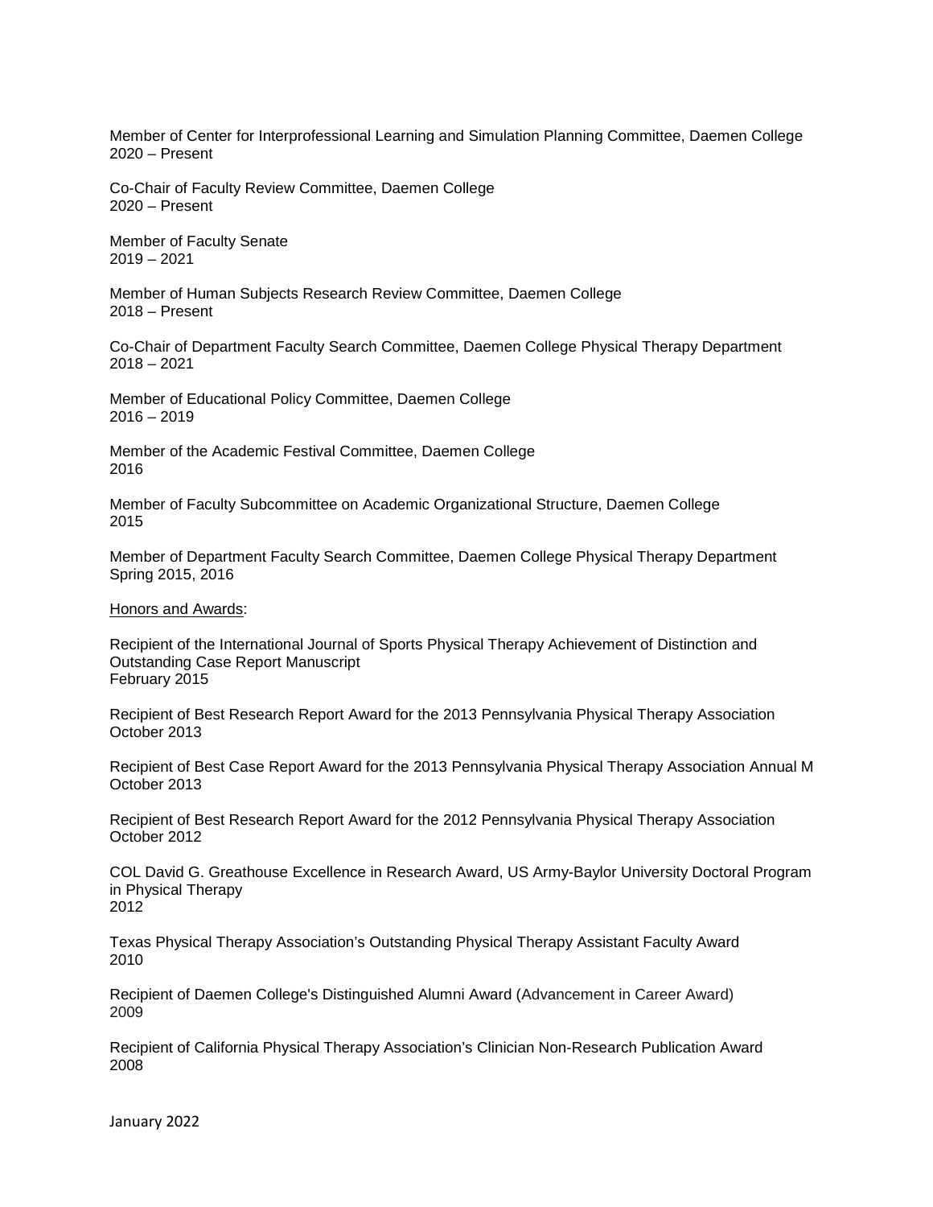Member of Center for Interprofessional Learning and Simulation Planning Committee, Daemen College
2020 – Present

Co-Chair of Faculty Review Committee, Daemen College
2020 – Present

Member of Faculty Senate
2019 – 2021

Member of Human Subjects Research Review Committee, Daemen College
2018 – Present

Co-Chair of Department Faculty Search Committee, Daemen College Physical Therapy Department
2018 – 2021

Member of Educational Policy Committee, Daemen College
2016 – 2019

Member of the Academic Festival Committee, Daemen College
2016

Member of Faculty Subcommittee on Academic Organizational Structure, Daemen College
2015

Member of Department Faculty Search Committee, Daemen College Physical Therapy Department
Spring 2015, 2016

<u>Honors and Awards</u>:

Recipient of the International Journal of Sports Physical Therapy Achievement of Distinction and Outstanding Case Report Manuscript
February 2015

Recipient of Best Research Report Award for the 2013 Pennsylvania Physical Therapy Association
October 2013

Recipient of Best Case Report Award for the 2013 Pennsylvania Physical Therapy Association Annual M
October 2013

Recipient of Best Research Report Award for the 2012 Pennsylvania Physical Therapy Association
October 2012

COL David G. Greathouse Excellence in Research Award, US Army-Baylor University Doctoral Program in Physical Therapy
2012

Texas Physical Therapy Association's Outstanding Physical Therapy Assistant Faculty Award
2010

Recipient of Daemen College's Distinguished Alumni Award (Advancement in Career Award)
2009

Recipient of California Physical Therapy Association's Clinician Non-Research Publication Award
2008

January 2022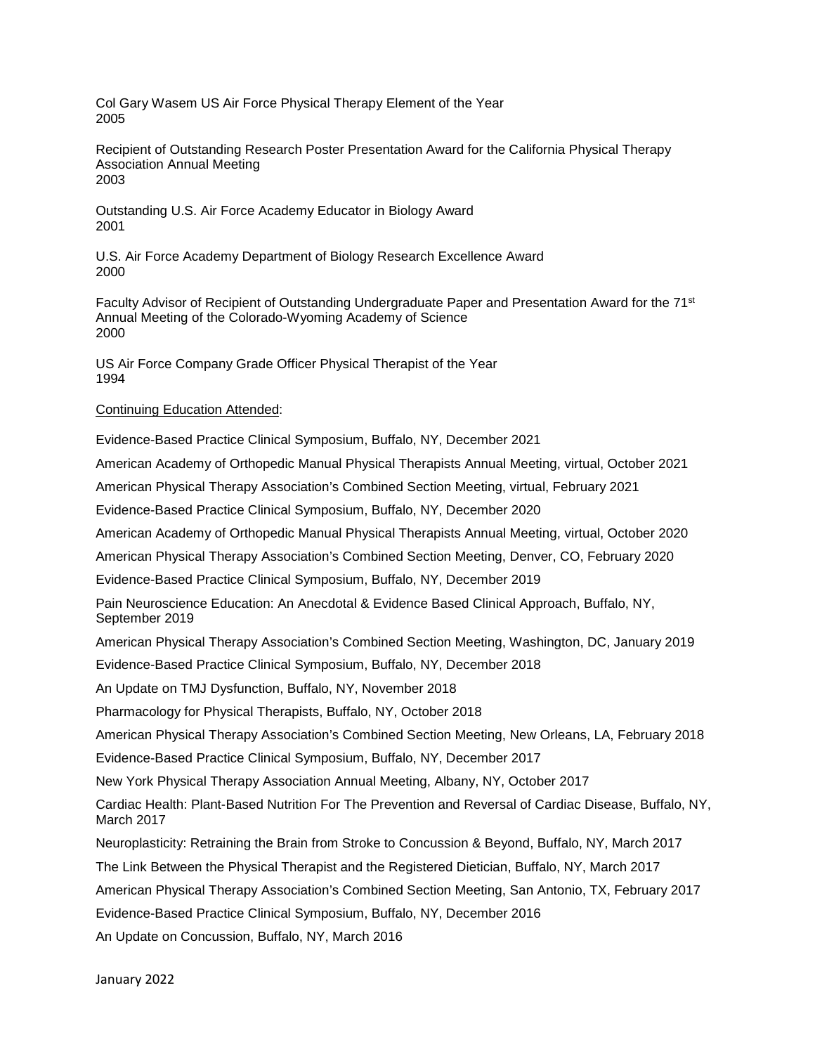Col Gary Wasem US Air Force Physical Therapy Element of the Year
2005

Recipient of Outstanding Research Poster Presentation Award for the California Physical Therapy Association Annual Meeting
2003

Outstanding U.S. Air Force Academy Educator in Biology Award
2001

U.S. Air Force Academy Department of Biology Research Excellence Award
2000

Faculty Advisor of Recipient of Outstanding Undergraduate Paper and Presentation Award for the 71st Annual Meeting of the Colorado-Wyoming Academy of Science
2000

US Air Force Company Grade Officer Physical Therapist of the Year
1994

<u>Continuing Education Attended</u>:

Evidence-Based Practice Clinical Symposium, Buffalo, NY, December 2021

American Academy of Orthopedic Manual Physical Therapists Annual Meeting, virtual, October 2021

American Physical Therapy Association's Combined Section Meeting, virtual, February 2021

Evidence-Based Practice Clinical Symposium, Buffalo, NY, December 2020

American Academy of Orthopedic Manual Physical Therapists Annual Meeting, virtual, October 2020

American Physical Therapy Association's Combined Section Meeting, Denver, CO, February 2020

Evidence-Based Practice Clinical Symposium, Buffalo, NY, December 2019

Pain Neuroscience Education: An Anecdotal & Evidence Based Clinical Approach, Buffalo, NY, September 2019

American Physical Therapy Association's Combined Section Meeting, Washington, DC, January 2019

Evidence-Based Practice Clinical Symposium, Buffalo, NY, December 2018

An Update on TMJ Dysfunction, Buffalo, NY, November 2018

Pharmacology for Physical Therapists, Buffalo, NY, October 2018

American Physical Therapy Association's Combined Section Meeting, New Orleans, LA, February 2018

Evidence-Based Practice Clinical Symposium, Buffalo, NY, December 2017

New York Physical Therapy Association Annual Meeting, Albany, NY, October 2017

Cardiac Health: Plant-Based Nutrition For The Prevention and Reversal of Cardiac Disease, Buffalo, NY, March 2017

Neuroplasticity: Retraining the Brain from Stroke to Concussion & Beyond, Buffalo, NY, March 2017

The Link Between the Physical Therapist and the Registered Dietician, Buffalo, NY, March 2017

American Physical Therapy Association's Combined Section Meeting, San Antonio, TX, February 2017

Evidence-Based Practice Clinical Symposium, Buffalo, NY, December 2016

An Update on Concussion, Buffalo, NY, March 2016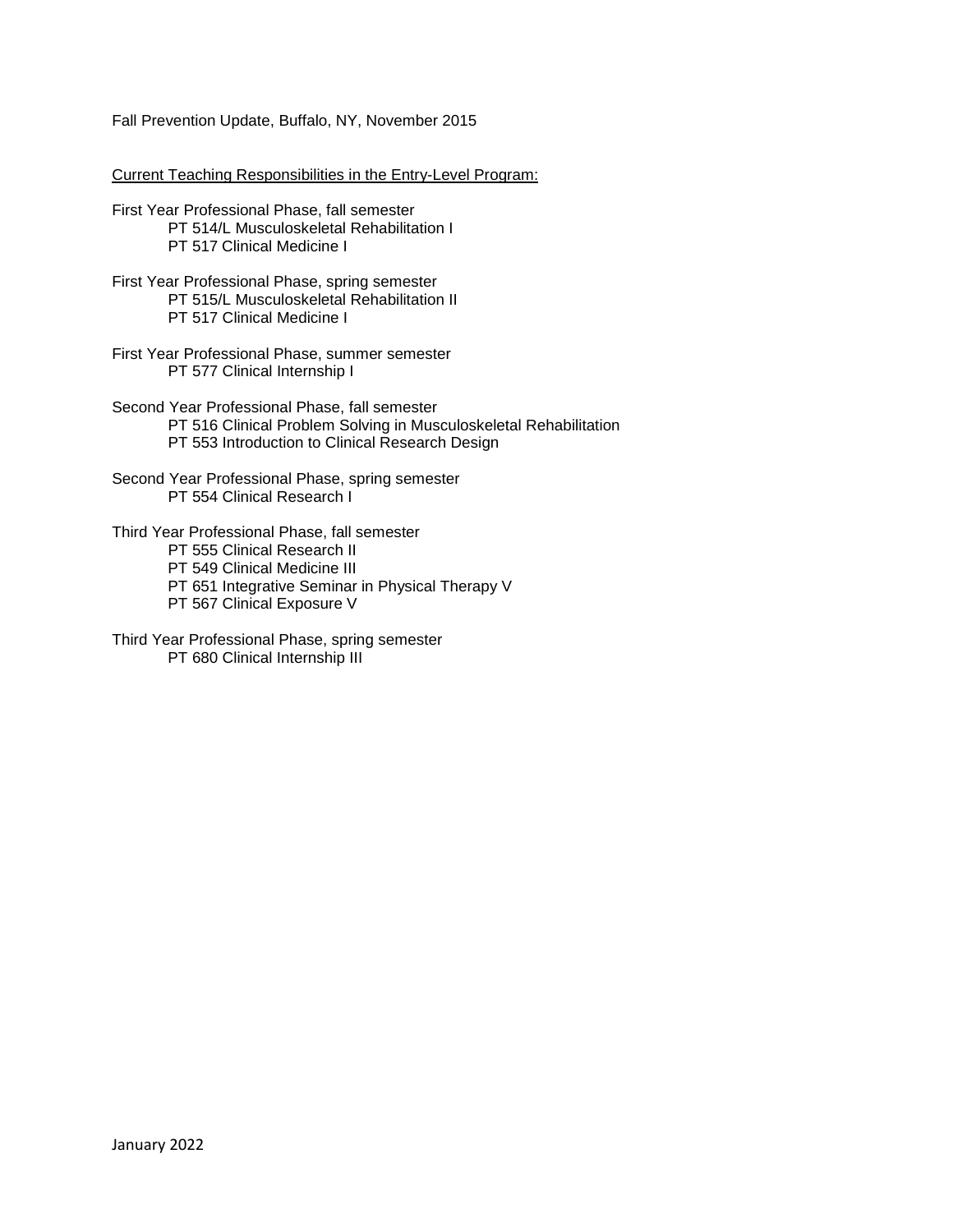Fall Prevention Update, Buffalo, NY, November 2015

<u>Current Teaching Responsibilities in the Entry-Level Program:</u>

First Year Professional Phase, fall semester
- PT 514/L Musculoskeletal Rehabilitation I
- PT 517 Clinical Medicine I

First Year Professional Phase, spring semester
- PT 515/L Musculoskeletal Rehabilitation II
- PT 517 Clinical Medicine I

First Year Professional Phase, summer semester
- PT 577 Clinical Internship I

Second Year Professional Phase, fall semester
- PT 516 Clinical Problem Solving in Musculoskeletal Rehabilitation
- PT 553 Introduction to Clinical Research Design

Second Year Professional Phase, spring semester
- PT 554 Clinical Research I

Third Year Professional Phase, fall semester
- PT 555 Clinical Research II
- PT 549 Clinical Medicine III
- PT 651 Integrative Seminar in Physical Therapy V
- PT 567 Clinical Exposure V

Third Year Professional Phase, spring semester
- PT 680 Clinical Internship III